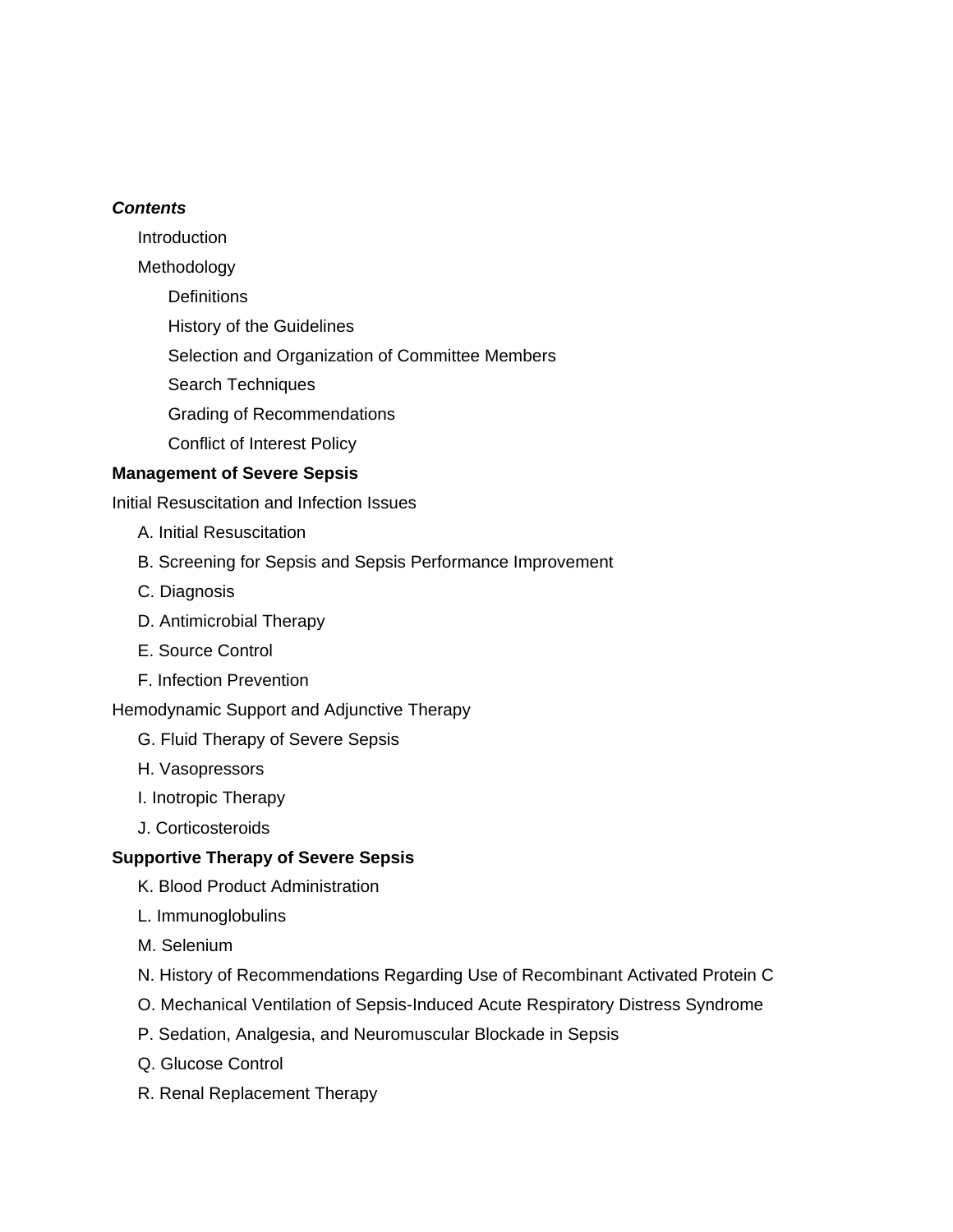***Contents***

- Introduction
- Methodology
  - Definitions
  - History of the Guidelines
  - Selection and Organization of Committee Members
  - Search Techniques
  - Grading of Recommendations
  - Conflict of Interest Policy

**Management of Severe Sepsis**

Initial Resuscitation and Infection Issues

- A. Initial Resuscitation
- B. Screening for Sepsis and Sepsis Performance Improvement
- C. Diagnosis
- D. Antimicrobial Therapy
- E. Source Control
- F. Infection Prevention

Hemodynamic Support and Adjunctive Therapy

- G. Fluid Therapy of Severe Sepsis
- H. Vasopressors
- I. Inotropic Therapy
- J. Corticosteroids

**Supportive Therapy of Severe Sepsis**

- K. Blood Product Administration
- L. Immunoglobulins
- M. Selenium
- N. History of Recommendations Regarding Use of Recombinant Activated Protein C
- O. Mechanical Ventilation of Sepsis-Induced Acute Respiratory Distress Syndrome
- P. Sedation, Analgesia, and Neuromuscular Blockade in Sepsis
- Q. Glucose Control
- R. Renal Replacement Therapy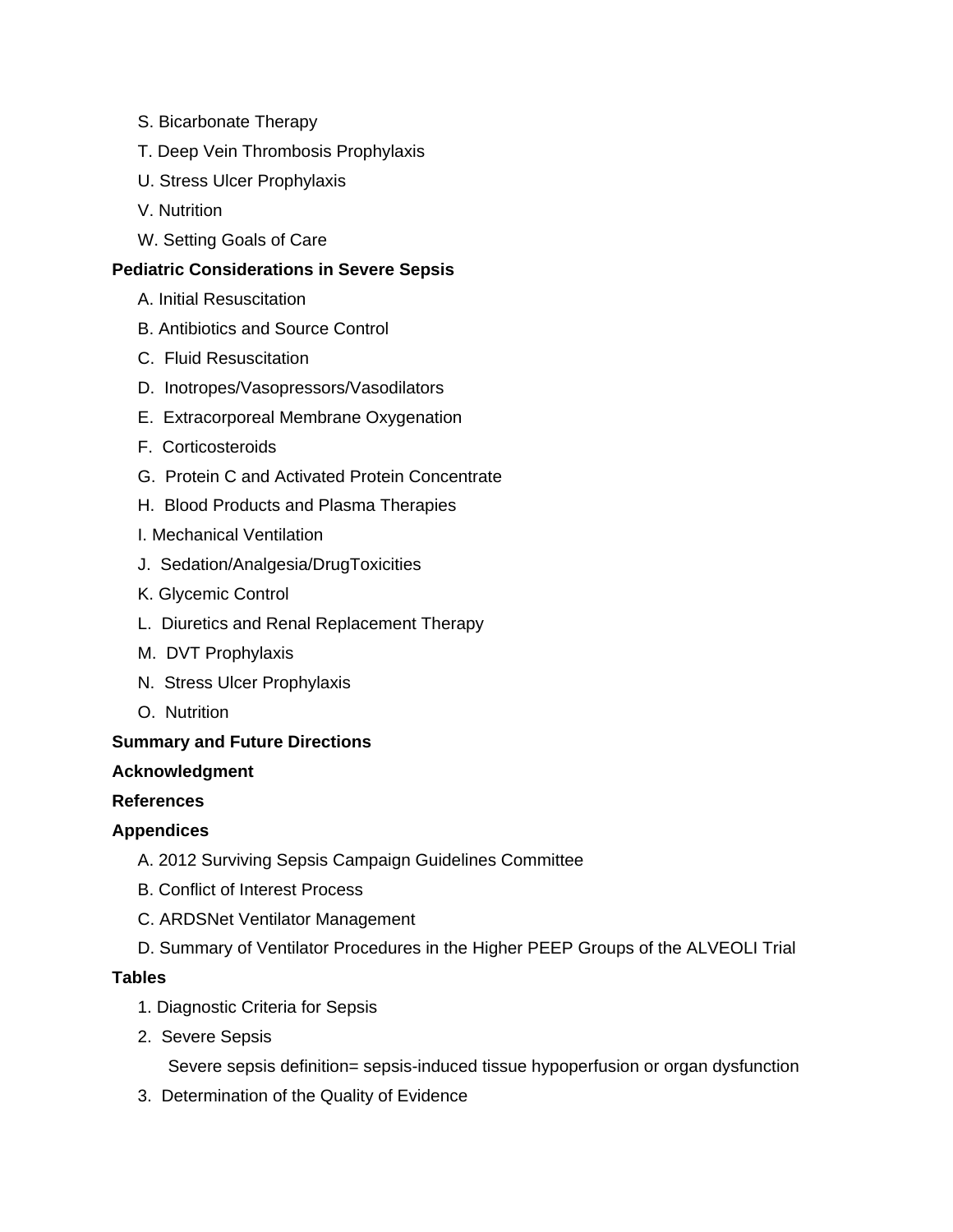S. Bicarbonate Therapy

T. Deep Vein Thrombosis Prophylaxis

U. Stress Ulcer Prophylaxis

V. Nutrition

W. Setting Goals of Care

**Pediatric Considerations in Severe Sepsis**

A. Initial Resuscitation

B. Antibiotics and Source Control

C. Fluid Resuscitation

D. Inotropes/Vasopressors/Vasodilators

E. Extracorporeal Membrane Oxygenation

F. Corticosteroids

G. Protein C and Activated Protein Concentrate

H. Blood Products and Plasma Therapies

I. Mechanical Ventilation

J. Sedation/Analgesia/DrugToxicities

K. Glycemic Control

L. Diuretics and Renal Replacement Therapy

M. DVT Prophylaxis

N. Stress Ulcer Prophylaxis

O. Nutrition

**Summary and Future Directions**

**Acknowledgment**

**References**

**Appendices**

A. 2012 Surviving Sepsis Campaign Guidelines Committee

B. Conflict of Interest Process

C. ARDSNet Ventilator Management

D. Summary of Ventilator Procedures in the Higher PEEP Groups of the ALVEOLI Trial

**Tables**

1. Diagnostic Criteria for Sepsis
2. Severe Sepsis

   Severe sepsis definition= sepsis-induced tissue hypoperfusion or organ dysfunction
3. Determination of the Quality of Evidence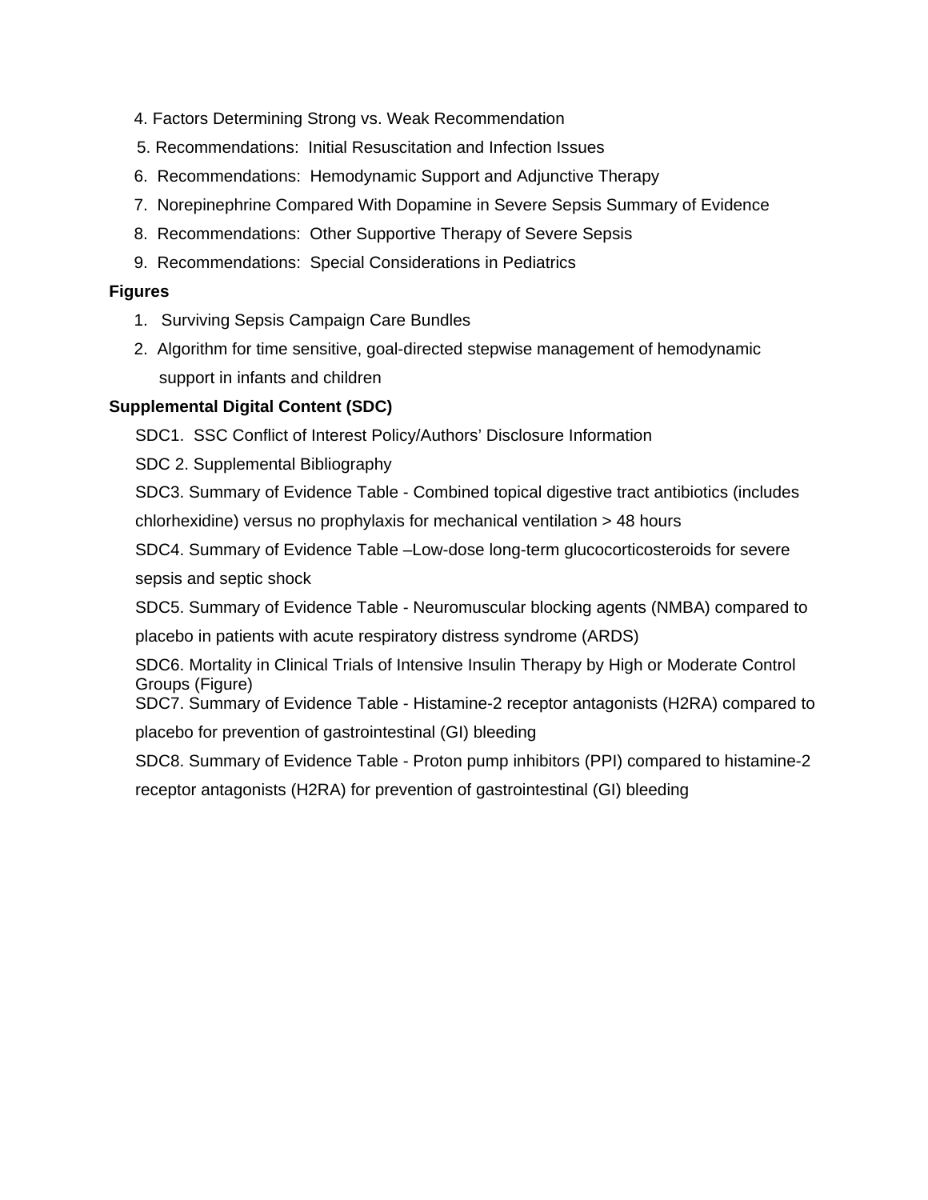4. Factors Determining Strong vs. Weak Recommendation
5. Recommendations: Initial Resuscitation and Infection Issues
6. Recommendations: Hemodynamic Support and Adjunctive Therapy
7. Norepinephrine Compared With Dopamine in Severe Sepsis Summary of Evidence
8. Recommendations: Other Supportive Therapy of Severe Sepsis
9. Recommendations: Special Considerations in Pediatrics

**Figures**

1. Surviving Sepsis Campaign Care Bundles
2. Algorithm for time sensitive, goal-directed stepwise management of hemodynamic support in infants and children

**Supplemental Digital Content (SDC)**

SDC1. SSC Conflict of Interest Policy/Authors' Disclosure Information

SDC 2. Supplemental Bibliography

SDC3. Summary of Evidence Table - Combined topical digestive tract antibiotics (includes chlorhexidine) versus no prophylaxis for mechanical ventilation > 48 hours

SDC4. Summary of Evidence Table –Low-dose long-term glucocorticosteroids for severe sepsis and septic shock

SDC5. Summary of Evidence Table - Neuromuscular blocking agents (NMBA) compared to placebo in patients with acute respiratory distress syndrome (ARDS)

SDC6. Mortality in Clinical Trials of Intensive Insulin Therapy by High or Moderate Control Groups (Figure)

SDC7. Summary of Evidence Table - Histamine-2 receptor antagonists (H2RA) compared to placebo for prevention of gastrointestinal (GI) bleeding

SDC8. Summary of Evidence Table - Proton pump inhibitors (PPI) compared to histamine-2 receptor antagonists (H2RA) for prevention of gastrointestinal (GI) bleeding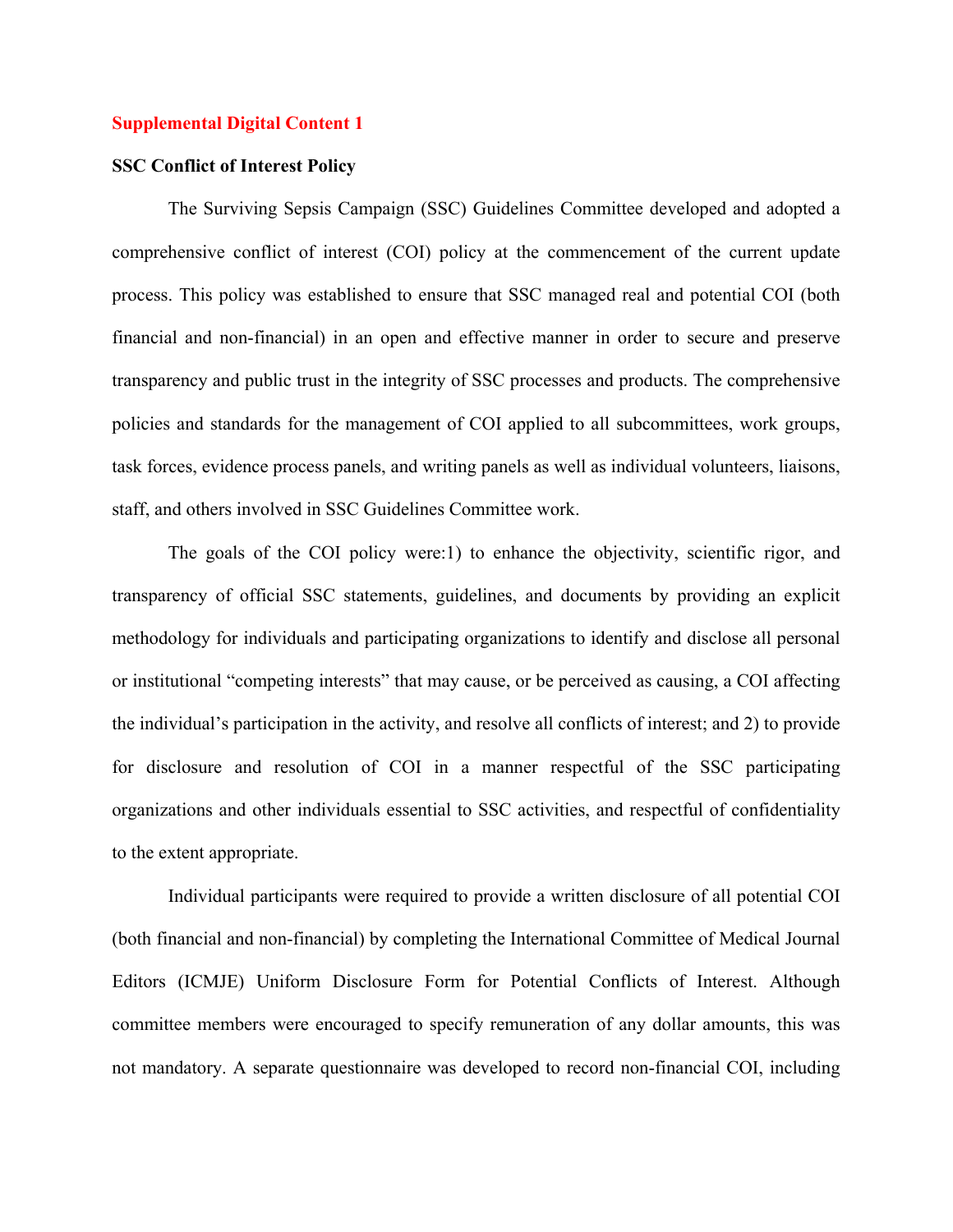**Supplemental Digital Content 1**

**SSC Conflict of Interest Policy**

The Surviving Sepsis Campaign (SSC) Guidelines Committee developed and adopted a comprehensive conflict of interest (COI) policy at the commencement of the current update process. This policy was established to ensure that SSC managed real and potential COI (both financial and non-financial) in an open and effective manner in order to secure and preserve transparency and public trust in the integrity of SSC processes and products. The comprehensive policies and standards for the management of COI applied to all subcommittees, work groups, task forces, evidence process panels, and writing panels as well as individual volunteers, liaisons, staff, and others involved in SSC Guidelines Committee work.

The goals of the COI policy were:1) to enhance the objectivity, scientific rigor, and transparency of official SSC statements, guidelines, and documents by providing an explicit methodology for individuals and participating organizations to identify and disclose all personal or institutional "competing interests" that may cause, or be perceived as causing, a COI affecting the individual's participation in the activity, and resolve all conflicts of interest; and 2) to provide for disclosure and resolution of COI in a manner respectful of the SSC participating organizations and other individuals essential to SSC activities, and respectful of confidentiality to the extent appropriate.

Individual participants were required to provide a written disclosure of all potential COI (both financial and non-financial) by completing the International Committee of Medical Journal Editors (ICMJE) Uniform Disclosure Form for Potential Conflicts of Interest. Although committee members were encouraged to specify remuneration of any dollar amounts, this was not mandatory. A separate questionnaire was developed to record non-financial COI, including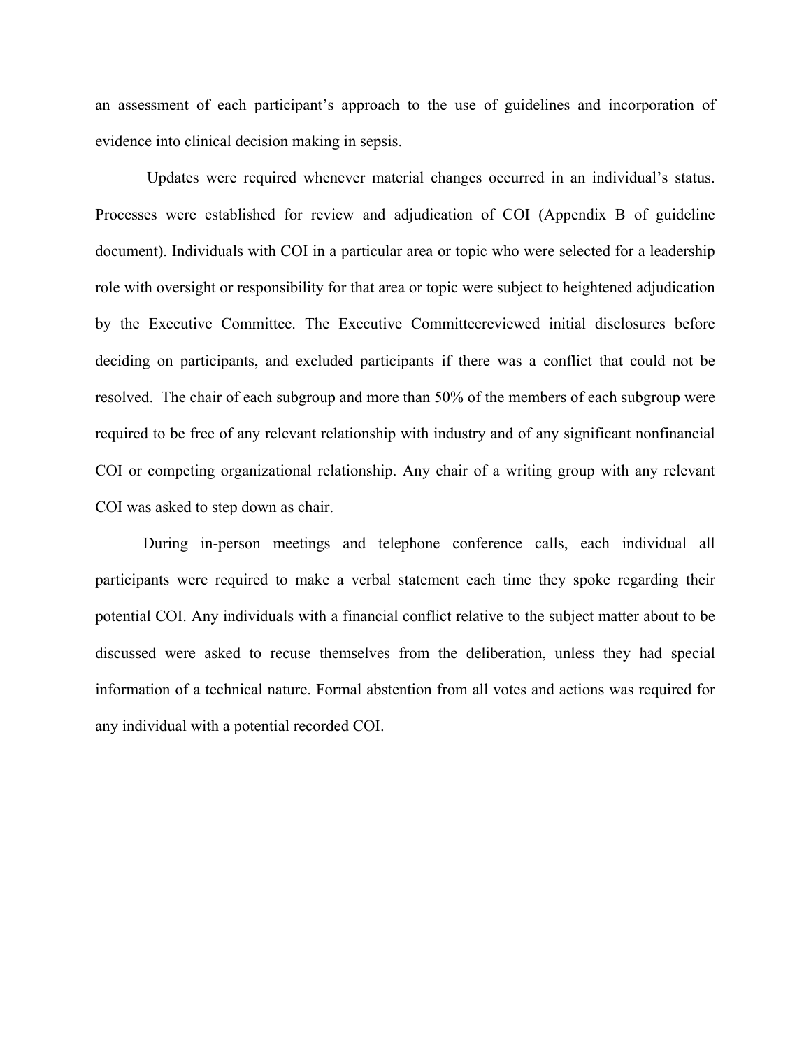an assessment of each participant's approach to the use of guidelines and incorporation of evidence into clinical decision making in sepsis.

Updates were required whenever material changes occurred in an individual's status. Processes were established for review and adjudication of COI (Appendix B of guideline document). Individuals with COI in a particular area or topic who were selected for a leadership role with oversight or responsibility for that area or topic were subject to heightened adjudication by the Executive Committee. The Executive Committeereviewed initial disclosures before deciding on participants, and excluded participants if there was a conflict that could not be resolved. The chair of each subgroup and more than 50% of the members of each subgroup were required to be free of any relevant relationship with industry and of any significant nonfinancial COI or competing organizational relationship. Any chair of a writing group with any relevant COI was asked to step down as chair.

During in-person meetings and telephone conference calls, each individual all participants were required to make a verbal statement each time they spoke regarding their potential COI. Any individuals with a financial conflict relative to the subject matter about to be discussed were asked to recuse themselves from the deliberation, unless they had special information of a technical nature. Formal abstention from all votes and actions was required for any individual with a potential recorded COI.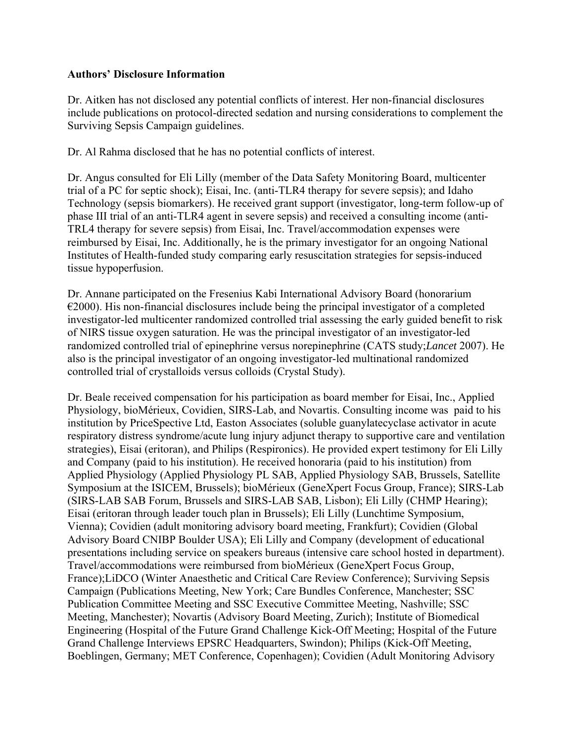**Authors' Disclosure Information**

Dr. Aitken has not disclosed any potential conflicts of interest. Her non-financial disclosures include publications on protocol-directed sedation and nursing considerations to complement the Surviving Sepsis Campaign guidelines.

Dr. Al Rahma disclosed that he has no potential conflicts of interest.

Dr. Angus consulted for Eli Lilly (member of the Data Safety Monitoring Board, multicenter trial of a PC for septic shock); Eisai, Inc. (anti-TLR4 therapy for severe sepsis); and Idaho Technology (sepsis biomarkers). He received grant support (investigator, long-term follow-up of phase III trial of an anti-TLR4 agent in severe sepsis) and received a consulting income (anti-TRL4 therapy for severe sepsis) from Eisai, Inc. Travel/accommodation expenses were reimbursed by Eisai, Inc. Additionally, he is the primary investigator for an ongoing National Institutes of Health-funded study comparing early resuscitation strategies for sepsis-induced tissue hypoperfusion.

Dr. Annane participated on the Fresenius Kabi International Advisory Board (honorarium €2000). His non-financial disclosures include being the principal investigator of a completed investigator-led multicenter randomized controlled trial assessing the early guided benefit to risk of NIRS tissue oxygen saturation. He was the principal investigator of an investigator-led randomized controlled trial of epinephrine versus norepinephrine (CATS study;*Lancet* 2007). He also is the principal investigator of an ongoing investigator-led multinational randomized controlled trial of crystalloids versus colloids (Crystal Study).

Dr. Beale received compensation for his participation as board member for Eisai, Inc., Applied Physiology, bioMérieux, Covidien, SIRS-Lab, and Novartis. Consulting income was paid to his institution by PriceSpective Ltd, Easton Associates (soluble guanylatecyclase activator in acute respiratory distress syndrome/acute lung injury adjunct therapy to supportive care and ventilation strategies), Eisai (eritoran), and Philips (Respironics). He provided expert testimony for Eli Lilly and Company (paid to his institution). He received honoraria (paid to his institution) from Applied Physiology (Applied Physiology PL SAB, Applied Physiology SAB, Brussels, Satellite Symposium at the ISICEM, Brussels); bioMérieux (GeneXpert Focus Group, France); SIRS-Lab (SIRS-LAB SAB Forum, Brussels and SIRS-LAB SAB, Lisbon); Eli Lilly (CHMP Hearing); Eisai (eritoran through leader touch plan in Brussels); Eli Lilly (Lunchtime Symposium, Vienna); Covidien (adult monitoring advisory board meeting, Frankfurt); Covidien (Global Advisory Board CNIBP Boulder USA); Eli Lilly and Company (development of educational presentations including service on speakers bureaus (intensive care school hosted in department). Travel/accommodations were reimbursed from bioMérieux (GeneXpert Focus Group, France);LiDCO (Winter Anaesthetic and Critical Care Review Conference); Surviving Sepsis Campaign (Publications Meeting, New York; Care Bundles Conference, Manchester; SSC Publication Committee Meeting and SSC Executive Committee Meeting, Nashville; SSC Meeting, Manchester); Novartis (Advisory Board Meeting, Zurich); Institute of Biomedical Engineering (Hospital of the Future Grand Challenge Kick-Off Meeting; Hospital of the Future Grand Challenge Interviews EPSRC Headquarters, Swindon); Philips (Kick-Off Meeting, Boeblingen, Germany; MET Conference, Copenhagen); Covidien (Adult Monitoring Advisory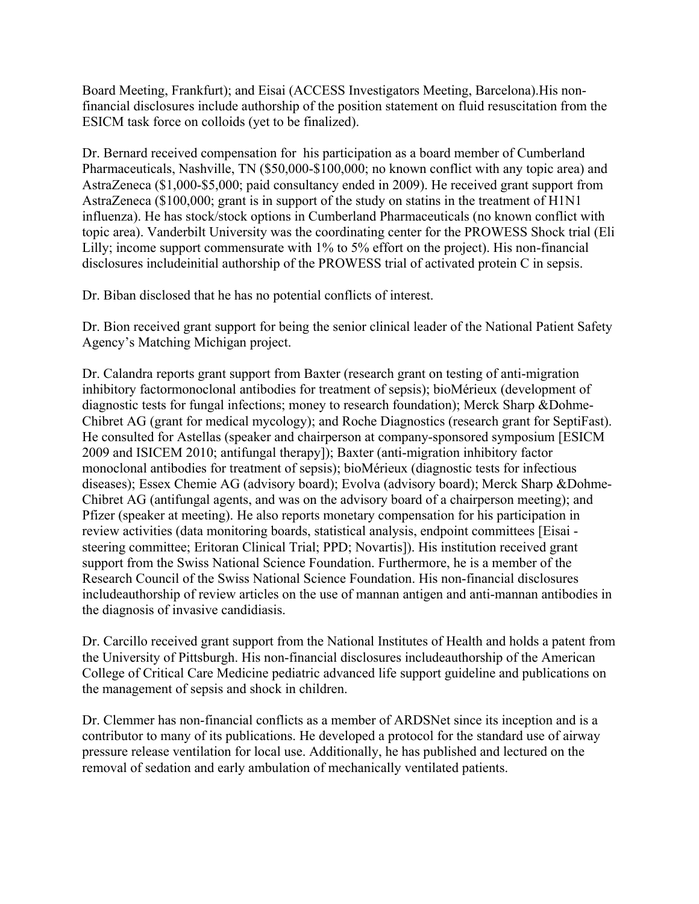Board Meeting, Frankfurt); and Eisai (ACCESS Investigators Meeting, Barcelona).His non-financial disclosures include authorship of the position statement on fluid resuscitation from the ESICM task force on colloids (yet to be finalized).

Dr. Bernard received compensation for his participation as a board member of Cumberland Pharmaceuticals, Nashville, TN ($50,000-$100,000; no known conflict with any topic area) and AstraZeneca ($1,000-$5,000; paid consultancy ended in 2009). He received grant support from AstraZeneca ($100,000; grant is in support of the study on statins in the treatment of H1N1 influenza). He has stock/stock options in Cumberland Pharmaceuticals (no known conflict with topic area). Vanderbilt University was the coordinating center for the PROWESS Shock trial (Eli Lilly; income support commensurate with 1% to 5% effort on the project). His non-financial disclosures includeinitial authorship of the PROWESS trial of activated protein C in sepsis.

Dr. Biban disclosed that he has no potential conflicts of interest.

Dr. Bion received grant support for being the senior clinical leader of the National Patient Safety Agency's Matching Michigan project.

Dr. Calandra reports grant support from Baxter (research grant on testing of anti-migration inhibitory factormonoclonal antibodies for treatment of sepsis); bioMérieux (development of diagnostic tests for fungal infections; money to research foundation); Merck Sharp &Dohme-Chibret AG (grant for medical mycology); and Roche Diagnostics (research grant for SeptiFast). He consulted for Astellas (speaker and chairperson at company-sponsored symposium [ESICM 2009 and ISICEM 2010; antifungal therapy]); Baxter (anti-migration inhibitory factor monoclonal antibodies for treatment of sepsis); bioMérieux (diagnostic tests for infectious diseases); Essex Chemie AG (advisory board); Evolva (advisory board); Merck Sharp &Dohme-Chibret AG (antifungal agents, and was on the advisory board of a chairperson meeting); and Pfizer (speaker at meeting). He also reports monetary compensation for his participation in review activities (data monitoring boards, statistical analysis, endpoint committees [Eisai - steering committee; Eritoran Clinical Trial; PPD; Novartis]). His institution received grant support from the Swiss National Science Foundation. Furthermore, he is a member of the Research Council of the Swiss National Science Foundation. His non-financial disclosures includeauthorship of review articles on the use of mannan antigen and anti-mannan antibodies in the diagnosis of invasive candidiasis.

Dr. Carcillo received grant support from the National Institutes of Health and holds a patent from the University of Pittsburgh. His non-financial disclosures includeauthorship of the American College of Critical Care Medicine pediatric advanced life support guideline and publications on the management of sepsis and shock in children.

Dr. Clemmer has non-financial conflicts as a member of ARDSNet since its inception and is a contributor to many of its publications. He developed a protocol for the standard use of airway pressure release ventilation for local use. Additionally, he has published and lectured on the removal of sedation and early ambulation of mechanically ventilated patients.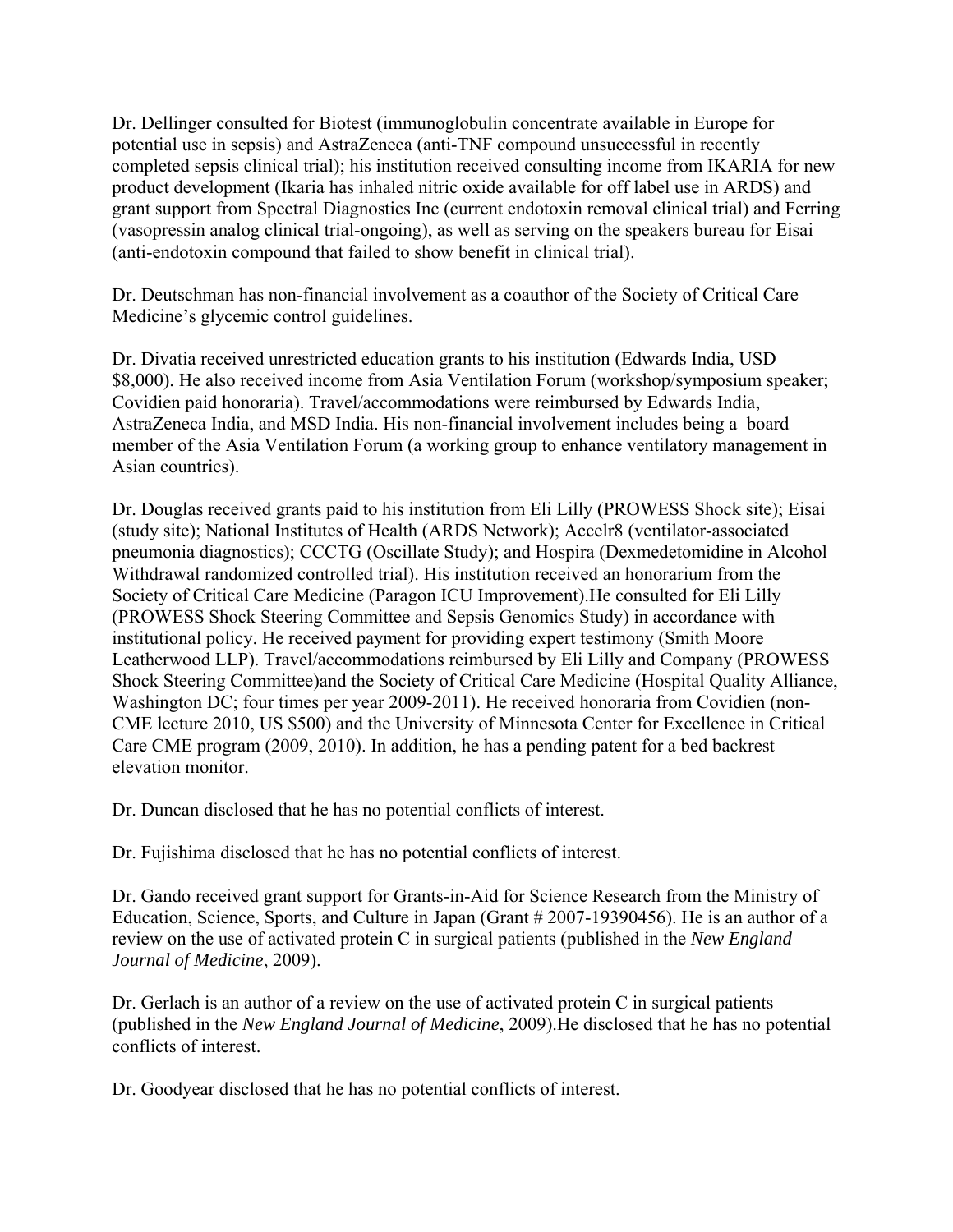Dr. Dellinger consulted for Biotest (immunoglobulin concentrate available in Europe for potential use in sepsis) and AstraZeneca (anti-TNF compound unsuccessful in recently completed sepsis clinical trial); his institution received consulting income from IKARIA for new product development (Ikaria has inhaled nitric oxide available for off label use in ARDS) and grant support from Spectral Diagnostics Inc (current endotoxin removal clinical trial) and Ferring (vasopressin analog clinical trial-ongoing), as well as serving on the speakers bureau for Eisai (anti-endotoxin compound that failed to show benefit in clinical trial).

Dr. Deutschman has non-financial involvement as a coauthor of the Society of Critical Care Medicine's glycemic control guidelines.

Dr. Divatia received unrestricted education grants to his institution (Edwards India, USD $8,000). He also received income from Asia Ventilation Forum (workshop/symposium speaker; Covidien paid honoraria). Travel/accommodations were reimbursed by Edwards India, AstraZeneca India, and MSD India. His non-financial involvement includes being a board member of the Asia Ventilation Forum (a working group to enhance ventilatory management in Asian countries).

Dr. Douglas received grants paid to his institution from Eli Lilly (PROWESS Shock site); Eisai (study site); National Institutes of Health (ARDS Network); Accelr8 (ventilator-associated pneumonia diagnostics); CCCTG (Oscillate Study); and Hospira (Dexmedetomidine in Alcohol Withdrawal randomized controlled trial). His institution received an honorarium from the Society of Critical Care Medicine (Paragon ICU Improvement).He consulted for Eli Lilly (PROWESS Shock Steering Committee and Sepsis Genomics Study) in accordance with institutional policy. He received payment for providing expert testimony (Smith Moore Leatherwood LLP). Travel/accommodations reimbursed by Eli Lilly and Company (PROWESS Shock Steering Committee)and the Society of Critical Care Medicine (Hospital Quality Alliance, Washington DC; four times per year 2009-2011). He received honoraria from Covidien (non-CME lecture 2010, US $500) and the University of Minnesota Center for Excellence in Critical Care CME program (2009, 2010). In addition, he has a pending patent for a bed backrest elevation monitor.

Dr. Duncan disclosed that he has no potential conflicts of interest.

Dr. Fujishima disclosed that he has no potential conflicts of interest.

Dr. Gando received grant support for Grants-in-Aid for Science Research from the Ministry of Education, Science, Sports, and Culture in Japan (Grant # 2007-19390456). He is an author of a review on the use of activated protein C in surgical patients (published in the *New England Journal of Medicine*, 2009).

Dr. Gerlach is an author of a review on the use of activated protein C in surgical patients (published in the *New England Journal of Medicine*, 2009).He disclosed that he has no potential conflicts of interest.

Dr. Goodyear disclosed that he has no potential conflicts of interest.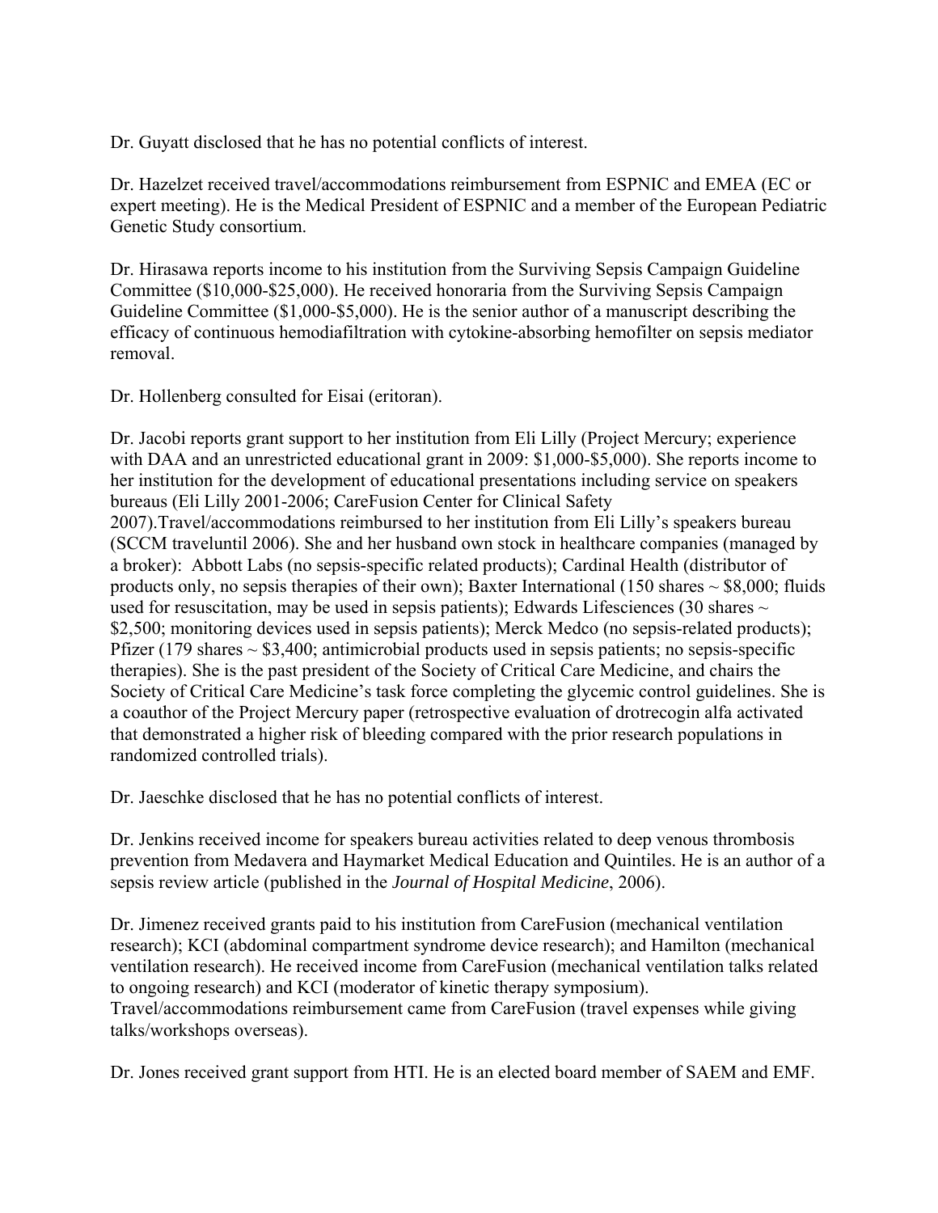Dr. Guyatt disclosed that he has no potential conflicts of interest.

Dr. Hazelzet received travel/accommodations reimbursement from ESPNIC and EMEA (EC or expert meeting). He is the Medical President of ESPNIC and a member of the European Pediatric Genetic Study consortium.

Dr. Hirasawa reports income to his institution from the Surviving Sepsis Campaign Guideline Committee (\$10,000-\$25,000). He received honoraria from the Surviving Sepsis Campaign Guideline Committee (\$1,000-\$5,000). He is the senior author of a manuscript describing the efficacy of continuous hemodiafiltration with cytokine-absorbing hemofilter on sepsis mediator removal.

Dr. Hollenberg consulted for Eisai (eritoran).

Dr. Jacobi reports grant support to her institution from Eli Lilly (Project Mercury; experience with DAA and an unrestricted educational grant in 2009: \$1,000-\$5,000). She reports income to her institution for the development of educational presentations including service on speakers bureaus (Eli Lilly 2001-2006; CareFusion Center for Clinical Safety 2007).Travel/accommodations reimbursed to her institution from Eli Lilly's speakers bureau (SCCM traveluntil 2006). She and her husband own stock in healthcare companies (managed by a broker): Abbott Labs (no sepsis-specific related products); Cardinal Health (distributor of products only, no sepsis therapies of their own); Baxter International (150 shares ~ \$8,000; fluids used for resuscitation, may be used in sepsis patients); Edwards Lifesciences (30 shares ~ \$2,500; monitoring devices used in sepsis patients); Merck Medco (no sepsis-related products); Pfizer (179 shares ~ \$3,400; antimicrobial products used in sepsis patients; no sepsis-specific therapies). She is the past president of the Society of Critical Care Medicine, and chairs the Society of Critical Care Medicine's task force completing the glycemic control guidelines. She is a coauthor of the Project Mercury paper (retrospective evaluation of drotrecogin alfa activated that demonstrated a higher risk of bleeding compared with the prior research populations in randomized controlled trials).

Dr. Jaeschke disclosed that he has no potential conflicts of interest.

Dr. Jenkins received income for speakers bureau activities related to deep venous thrombosis prevention from Medavera and Haymarket Medical Education and Quintiles. He is an author of a sepsis review article (published in the *Journal of Hospital Medicine*, 2006).

Dr. Jimenez received grants paid to his institution from CareFusion (mechanical ventilation research); KCI (abdominal compartment syndrome device research); and Hamilton (mechanical ventilation research). He received income from CareFusion (mechanical ventilation talks related to ongoing research) and KCI (moderator of kinetic therapy symposium). Travel/accommodations reimbursement came from CareFusion (travel expenses while giving talks/workshops overseas).

Dr. Jones received grant support from HTI. He is an elected board member of SAEM and EMF.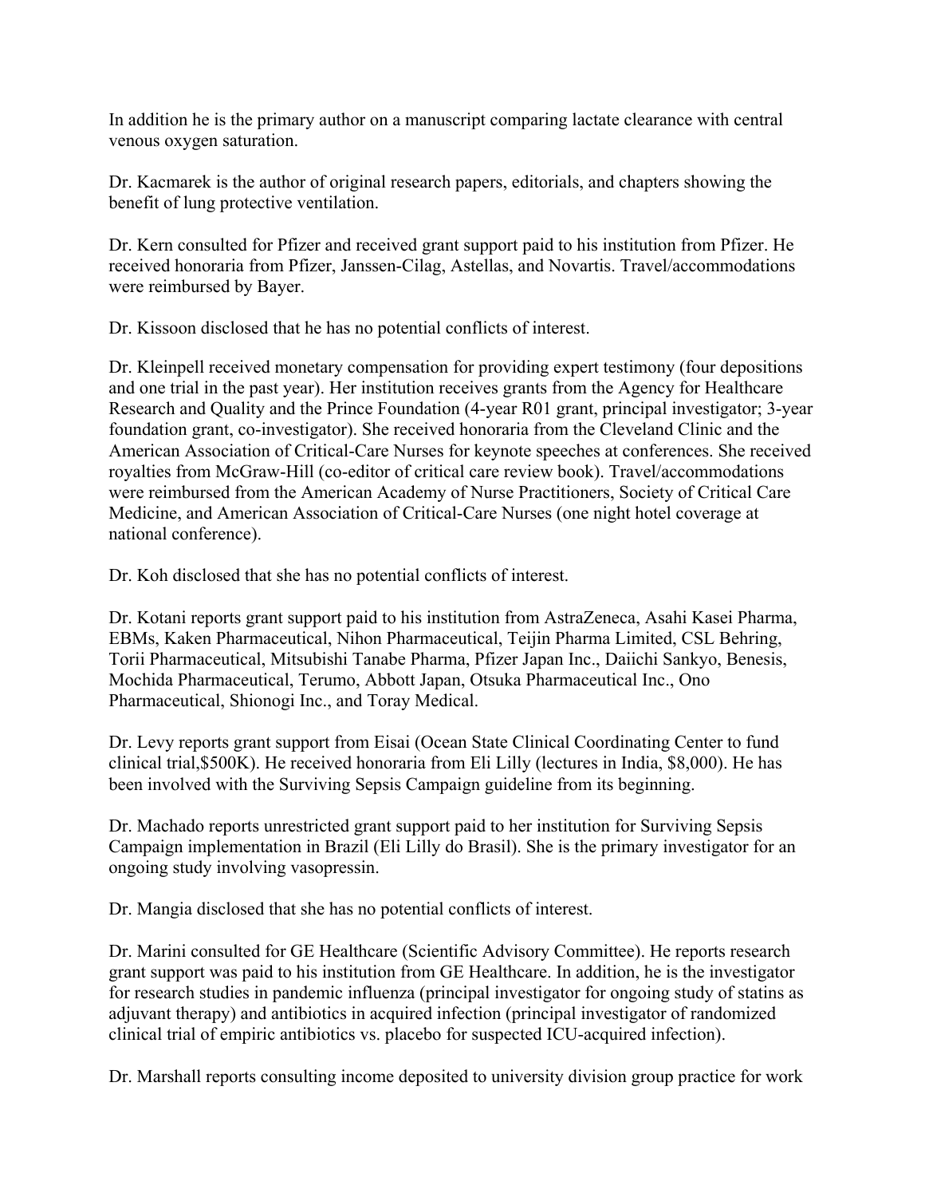In addition he is the primary author on a manuscript comparing lactate clearance with central venous oxygen saturation.

Dr. Kacmarek is the author of original research papers, editorials, and chapters showing the benefit of lung protective ventilation.

Dr. Kern consulted for Pfizer and received grant support paid to his institution from Pfizer. He received honoraria from Pfizer, Janssen-Cilag, Astellas, and Novartis. Travel/accommodations were reimbursed by Bayer.

Dr. Kissoon disclosed that he has no potential conflicts of interest.

Dr. Kleinpell received monetary compensation for providing expert testimony (four depositions and one trial in the past year). Her institution receives grants from the Agency for Healthcare Research and Quality and the Prince Foundation (4-year R01 grant, principal investigator; 3-year foundation grant, co-investigator). She received honoraria from the Cleveland Clinic and the American Association of Critical-Care Nurses for keynote speeches at conferences. She received royalties from McGraw-Hill (co-editor of critical care review book). Travel/accommodations were reimbursed from the American Academy of Nurse Practitioners, Society of Critical Care Medicine, and American Association of Critical-Care Nurses (one night hotel coverage at national conference).

Dr. Koh disclosed that she has no potential conflicts of interest.

Dr. Kotani reports grant support paid to his institution from AstraZeneca, Asahi Kasei Pharma, EBMs, Kaken Pharmaceutical, Nihon Pharmaceutical, Teijin Pharma Limited, CSL Behring, Torii Pharmaceutical, Mitsubishi Tanabe Pharma, Pfizer Japan Inc., Daiichi Sankyo, Benesis, Mochida Pharmaceutical, Terumo, Abbott Japan, Otsuka Pharmaceutical Inc., Ono Pharmaceutical, Shionogi Inc., and Toray Medical.

Dr. Levy reports grant support from Eisai (Ocean State Clinical Coordinating Center to fund clinical trial,$500K). He received honoraria from Eli Lilly (lectures in India, $8,000). He has been involved with the Surviving Sepsis Campaign guideline from its beginning.

Dr. Machado reports unrestricted grant support paid to her institution for Surviving Sepsis Campaign implementation in Brazil (Eli Lilly do Brasil). She is the primary investigator for an ongoing study involving vasopressin.

Dr. Mangia disclosed that she has no potential conflicts of interest.

Dr. Marini consulted for GE Healthcare (Scientific Advisory Committee). He reports research grant support was paid to his institution from GE Healthcare. In addition, he is the investigator for research studies in pandemic influenza (principal investigator for ongoing study of statins as adjuvant therapy) and antibiotics in acquired infection (principal investigator of randomized clinical trial of empiric antibiotics vs. placebo for suspected ICU-acquired infection).

Dr. Marshall reports consulting income deposited to university division group practice for work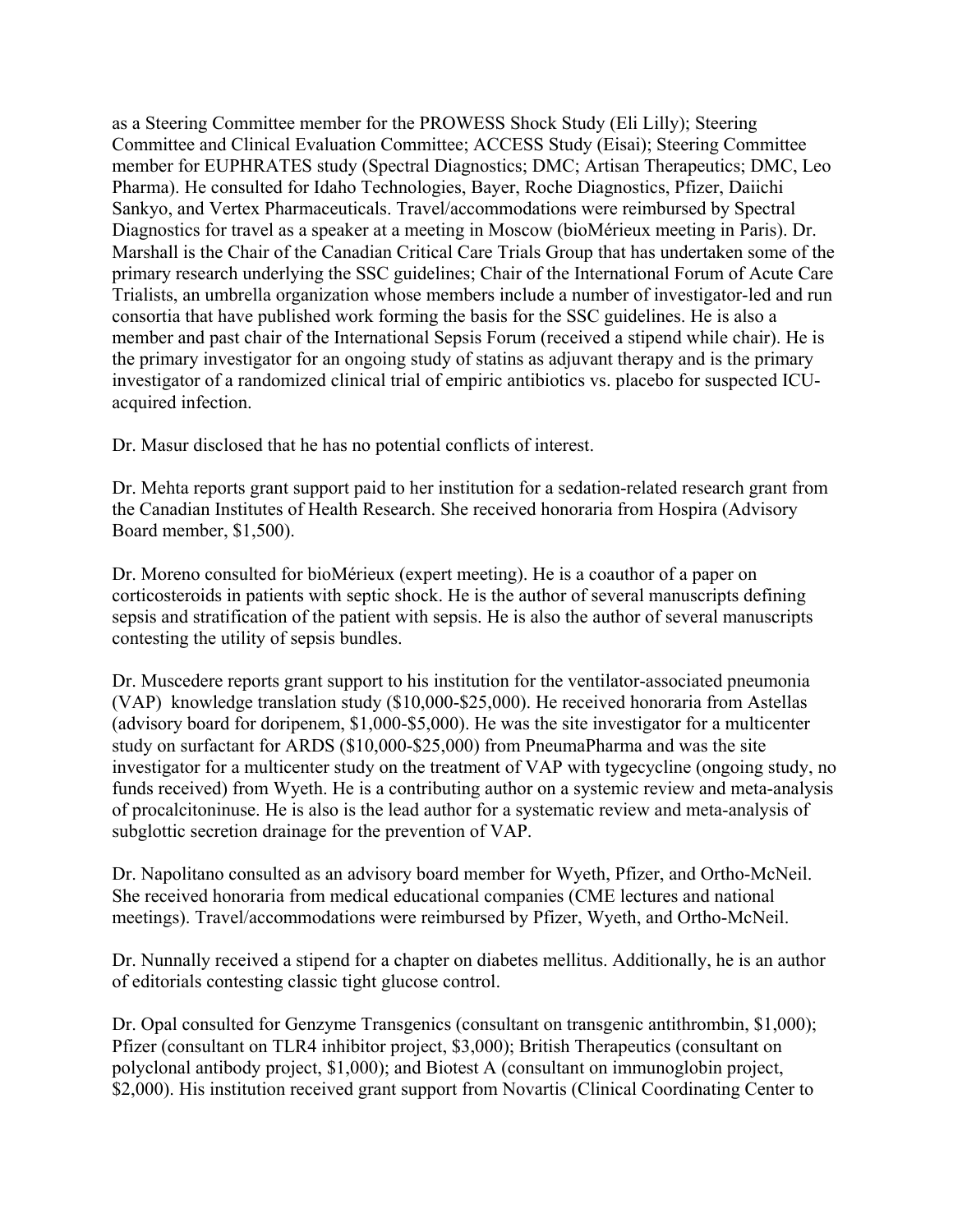as a Steering Committee member for the PROWESS Shock Study (Eli Lilly); Steering Committee and Clinical Evaluation Committee; ACCESS Study (Eisai); Steering Committee member for EUPHRATES study (Spectral Diagnostics; DMC; Artisan Therapeutics; DMC, Leo Pharma). He consulted for Idaho Technologies, Bayer, Roche Diagnostics, Pfizer, Daiichi Sankyo, and Vertex Pharmaceuticals. Travel/accommodations were reimbursed by Spectral Diagnostics for travel as a speaker at a meeting in Moscow (bioMérieux meeting in Paris). Dr. Marshall is the Chair of the Canadian Critical Care Trials Group that has undertaken some of the primary research underlying the SSC guidelines; Chair of the International Forum of Acute Care Trialists, an umbrella organization whose members include a number of investigator-led and run consortia that have published work forming the basis for the SSC guidelines. He is also a member and past chair of the International Sepsis Forum (received a stipend while chair). He is the primary investigator for an ongoing study of statins as adjuvant therapy and is the primary investigator of a randomized clinical trial of empiric antibiotics vs. placebo for suspected ICU-acquired infection.

Dr. Masur disclosed that he has no potential conflicts of interest.

Dr. Mehta reports grant support paid to her institution for a sedation-related research grant from the Canadian Institutes of Health Research. She received honoraria from Hospira (Advisory Board member, $1,500).

Dr. Moreno consulted for bioMérieux (expert meeting). He is a coauthor of a paper on corticosteroids in patients with septic shock. He is the author of several manuscripts defining sepsis and stratification of the patient with sepsis. He is also the author of several manuscripts contesting the utility of sepsis bundles.

Dr. Muscedere reports grant support to his institution for the ventilator-associated pneumonia (VAP) knowledge translation study ($10,000-$25,000). He received honoraria from Astellas (advisory board for doripenem, $1,000-$5,000). He was the site investigator for a multicenter study on surfactant for ARDS ($10,000-$25,000) from PneumaPharma and was the site investigator for a multicenter study on the treatment of VAP with tygecycline (ongoing study, no funds received) from Wyeth. He is a contributing author on a systemic review and meta-analysis of procalcitoninuse. He is also is the lead author for a systematic review and meta-analysis of subglottic secretion drainage for the prevention of VAP.

Dr. Napolitano consulted as an advisory board member for Wyeth, Pfizer, and Ortho-McNeil. She received honoraria from medical educational companies (CME lectures and national meetings). Travel/accommodations were reimbursed by Pfizer, Wyeth, and Ortho-McNeil.

Dr. Nunnally received a stipend for a chapter on diabetes mellitus. Additionally, he is an author of editorials contesting classic tight glucose control.

Dr. Opal consulted for Genzyme Transgenics (consultant on transgenic antithrombin, $1,000); Pfizer (consultant on TLR4 inhibitor project, $3,000); British Therapeutics (consultant on polyclonal antibody project, $1,000); and Biotest A (consultant on immunoglobin project, $2,000). His institution received grant support from Novartis (Clinical Coordinating Center to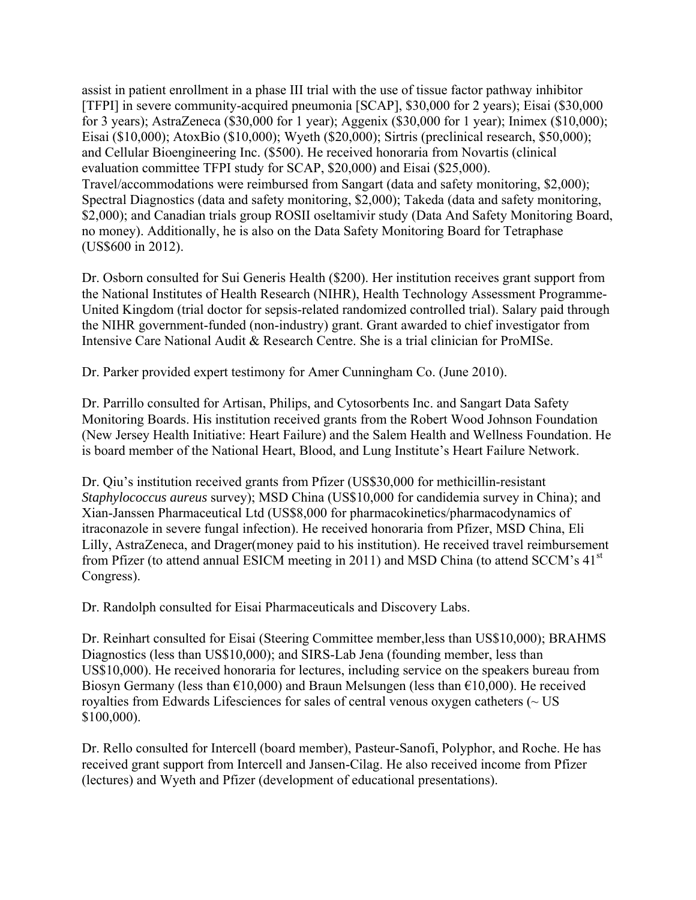assist in patient enrollment in a phase III trial with the use of tissue factor pathway inhibitor [TFPI] in severe community-acquired pneumonia [SCAP], $30,000 for 2 years); Eisai ($30,000 for 3 years); AstraZeneca ($30,000 for 1 year); Aggenix ($30,000 for 1 year); Inimex ($10,000); Eisai ($10,000); AtoxBio ($10,000); Wyeth ($20,000); Sirtris (preclinical research, $50,000); and Cellular Bioengineering Inc. ($500). He received honoraria from Novartis (clinical evaluation committee TFPI study for SCAP, $20,000) and Eisai ($25,000). Travel/accommodations were reimbursed from Sangart (data and safety monitoring, $2,000); Spectral Diagnostics (data and safety monitoring, $2,000); Takeda (data and safety monitoring, $2,000); and Canadian trials group ROSII oseltamivir study (Data And Safety Monitoring Board, no money). Additionally, he is also on the Data Safety Monitoring Board for Tetraphase (US$600 in 2012).

Dr. Osborn consulted for Sui Generis Health ($200). Her institution receives grant support from the National Institutes of Health Research (NIHR), Health Technology Assessment Programme-United Kingdom (trial doctor for sepsis-related randomized controlled trial). Salary paid through the NIHR government-funded (non-industry) grant. Grant awarded to chief investigator from Intensive Care National Audit & Research Centre. She is a trial clinician for ProMISe.

Dr. Parker provided expert testimony for Amer Cunningham Co. (June 2010).

Dr. Parrillo consulted for Artisan, Philips, and Cytosorbents Inc. and Sangart Data Safety Monitoring Boards. His institution received grants from the Robert Wood Johnson Foundation (New Jersey Health Initiative: Heart Failure) and the Salem Health and Wellness Foundation. He is board member of the National Heart, Blood, and Lung Institute's Heart Failure Network.

Dr. Qiu's institution received grants from Pfizer (US$30,000 for methicillin-resistant *Staphylococcus aureus* survey); MSD China (US$10,000 for candidemia survey in China); and Xian-Janssen Pharmaceutical Ltd (US$8,000 for pharmacokinetics/pharmacodynamics of itraconazole in severe fungal infection). He received honoraria from Pfizer, MSD China, Eli Lilly, AstraZeneca, and Drager(money paid to his institution). He received travel reimbursement from Pfizer (to attend annual ESICM meeting in 2011) and MSD China (to attend SCCM's 41st Congress).

Dr. Randolph consulted for Eisai Pharmaceuticals and Discovery Labs.

Dr. Reinhart consulted for Eisai (Steering Committee member,less than US$10,000); BRAHMS Diagnostics (less than US$10,000); and SIRS-Lab Jena (founding member, less than US$10,000). He received honoraria for lectures, including service on the speakers bureau from Biosyn Germany (less than €10,000) and Braun Melsungen (less than €10,000). He received royalties from Edwards Lifesciences for sales of central venous oxygen catheters (~ US $100,000).

Dr. Rello consulted for Intercell (board member), Pasteur-Sanofi, Polyphor, and Roche. He has received grant support from Intercell and Jansen-Cilag. He also received income from Pfizer (lectures) and Wyeth and Pfizer (development of educational presentations).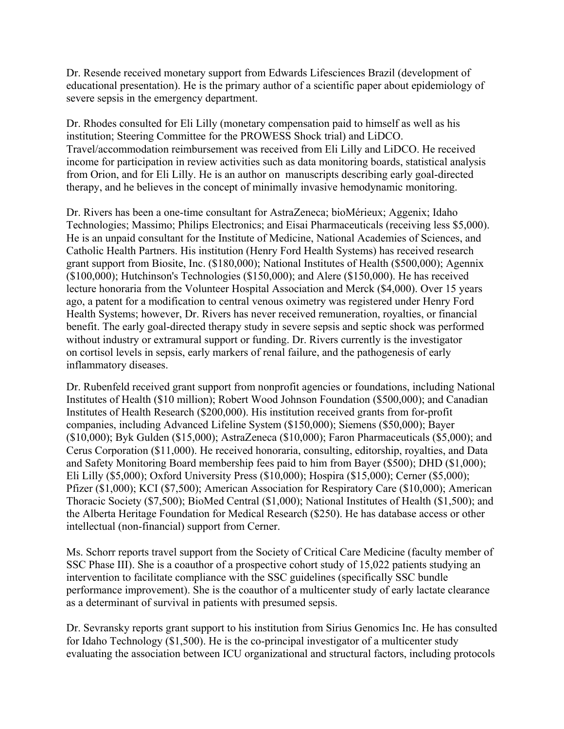Dr. Resende received monetary support from Edwards Lifesciences Brazil (development of educational presentation). He is the primary author of a scientific paper about epidemiology of severe sepsis in the emergency department.

Dr. Rhodes consulted for Eli Lilly (monetary compensation paid to himself as well as his institution; Steering Committee for the PROWESS Shock trial) and LiDCO. Travel/accommodation reimbursement was received from Eli Lilly and LiDCO. He received income for participation in review activities such as data monitoring boards, statistical analysis from Orion, and for Eli Lilly. He is an author on manuscripts describing early goal-directed therapy, and he believes in the concept of minimally invasive hemodynamic monitoring.

Dr. Rivers has been a one-time consultant for AstraZeneca; bioMérieux; Aggenix; Idaho Technologies; Massimo; Philips Electronics; and Eisai Pharmaceuticals (receiving less $5,000). He is an unpaid consultant for the Institute of Medicine, National Academies of Sciences, and Catholic Health Partners. His institution (Henry Ford Health Systems) has received research grant support from Biosite, Inc. ($180,000); National Institutes of Health ($500,000); Agennix ($100,000); Hutchinson's Technologies ($150,000); and Alere ($150,000). He has received lecture honoraria from the Volunteer Hospital Association and Merck ($4,000). Over 15 years ago, a patent for a modification to central venous oximetry was registered under Henry Ford Health Systems; however, Dr. Rivers has never received remuneration, royalties, or financial benefit. The early goal-directed therapy study in severe sepsis and septic shock was performed without industry or extramural support or funding. Dr. Rivers currently is the investigator on cortisol levels in sepsis, early markers of renal failure, and the pathogenesis of early inflammatory diseases.

Dr. Rubenfeld received grant support from nonprofit agencies or foundations, including National Institutes of Health ($10 million); Robert Wood Johnson Foundation ($500,000); and Canadian Institutes of Health Research ($200,000). His institution received grants from for-profit companies, including Advanced Lifeline System ($150,000); Siemens ($50,000); Bayer ($10,000); Byk Gulden ($15,000); AstraZeneca ($10,000); Faron Pharmaceuticals ($5,000); and Cerus Corporation ($11,000). He received honoraria, consulting, editorship, royalties, and Data and Safety Monitoring Board membership fees paid to him from Bayer ($500); DHD ($1,000); Eli Lilly ($5,000); Oxford University Press ($10,000); Hospira ($15,000); Cerner ($5,000); Pfizer ($1,000); KCI ($7,500); American Association for Respiratory Care ($10,000); American Thoracic Society ($7,500); BioMed Central ($1,000); National Institutes of Health ($1,500); and the Alberta Heritage Foundation for Medical Research ($250). He has database access or other intellectual (non-financial) support from Cerner.

Ms. Schorr reports travel support from the Society of Critical Care Medicine (faculty member of SSC Phase III). She is a coauthor of a prospective cohort study of 15,022 patients studying an intervention to facilitate compliance with the SSC guidelines (specifically SSC bundle performance improvement). She is the coauthor of a multicenter study of early lactate clearance as a determinant of survival in patients with presumed sepsis.

Dr. Sevransky reports grant support to his institution from Sirius Genomics Inc. He has consulted for Idaho Technology ($1,500). He is the co-principal investigator of a multicenter study evaluating the association between ICU organizational and structural factors, including protocols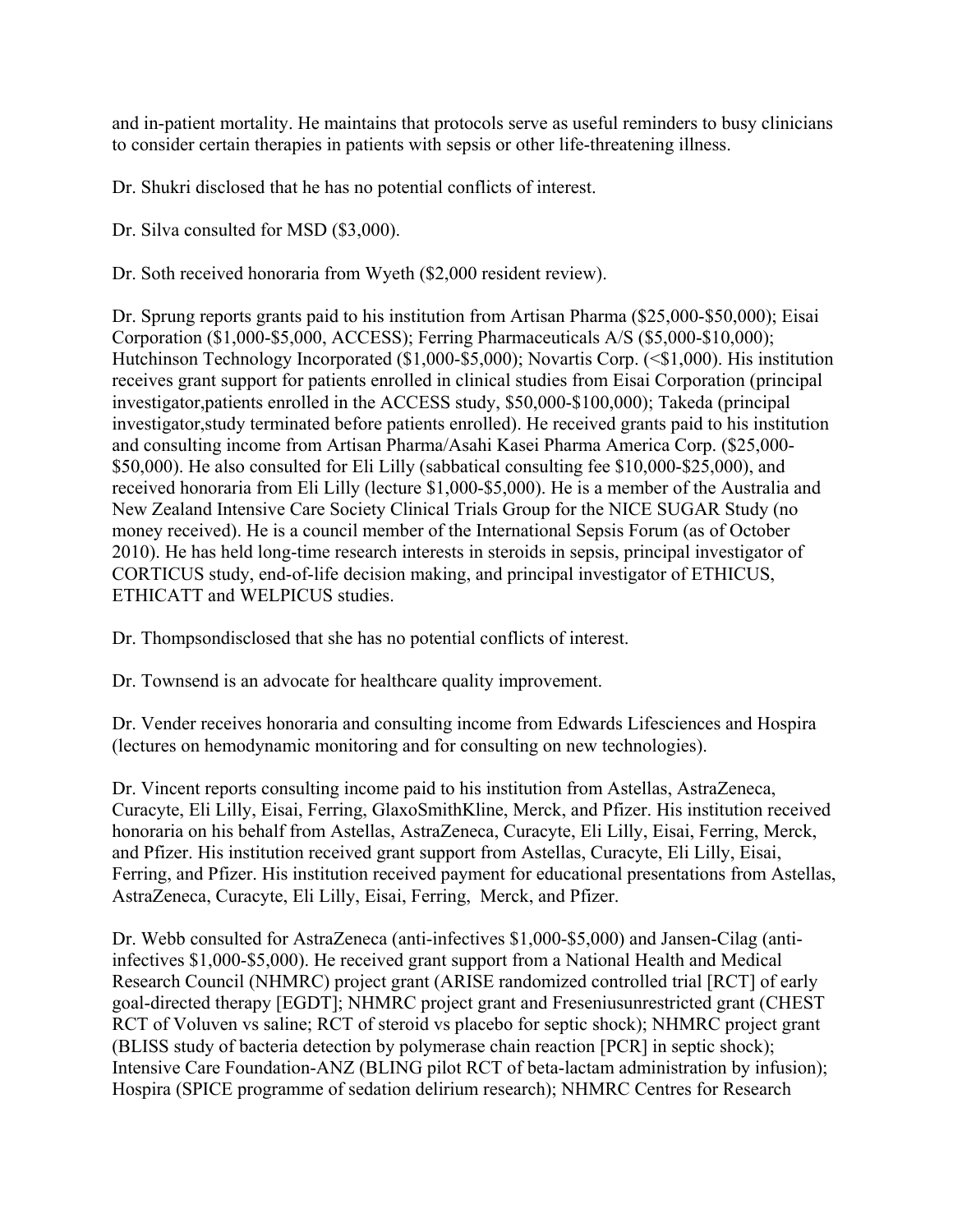and in-patient mortality. He maintains that protocols serve as useful reminders to busy clinicians to consider certain therapies in patients with sepsis or other life-threatening illness.

Dr. Shukri disclosed that he has no potential conflicts of interest.

Dr. Silva consulted for MSD ($3,000).

Dr. Soth received honoraria from Wyeth ($2,000 resident review).

Dr. Sprung reports grants paid to his institution from Artisan Pharma ($25,000-$50,000); Eisai Corporation ($1,000-$5,000, ACCESS); Ferring Pharmaceuticals A/S ($5,000-$10,000); Hutchinson Technology Incorporated ($1,000-$5,000); Novartis Corp. (<$1,000). His institution receives grant support for patients enrolled in clinical studies from Eisai Corporation (principal investigator,patients enrolled in the ACCESS study, $50,000-$100,000); Takeda (principal investigator,study terminated before patients enrolled). He received grants paid to his institution and consulting income from Artisan Pharma/Asahi Kasei Pharma America Corp. ($25,000-$50,000). He also consulted for Eli Lilly (sabbatical consulting fee $10,000-$25,000), and received honoraria from Eli Lilly (lecture $1,000-$5,000). He is a member of the Australia and New Zealand Intensive Care Society Clinical Trials Group for the NICE SUGAR Study (no money received). He is a council member of the International Sepsis Forum (as of October 2010). He has held long-time research interests in steroids in sepsis, principal investigator of CORTICUS study, end-of-life decision making, and principal investigator of ETHICUS, ETHICATT and WELPICUS studies.

Dr. Thompsondisclosed that she has no potential conflicts of interest.

Dr. Townsend is an advocate for healthcare quality improvement.

Dr. Vender receives honoraria and consulting income from Edwards Lifesciences and Hospira (lectures on hemodynamic monitoring and for consulting on new technologies).

Dr. Vincent reports consulting income paid to his institution from Astellas, AstraZeneca, Curacyte, Eli Lilly, Eisai, Ferring, GlaxoSmithKline, Merck, and Pfizer. His institution received honoraria on his behalf from Astellas, AstraZeneca, Curacyte, Eli Lilly, Eisai, Ferring, Merck, and Pfizer. His institution received grant support from Astellas, Curacyte, Eli Lilly, Eisai, Ferring, and Pfizer. His institution received payment for educational presentations from Astellas, AstraZeneca, Curacyte, Eli Lilly, Eisai, Ferring, Merck, and Pfizer.

Dr. Webb consulted for AstraZeneca (anti-infectives $1,000-$5,000) and Jansen-Cilag (anti-infectives $1,000-$5,000). He received grant support from a National Health and Medical Research Council (NHMRC) project grant (ARISE randomized controlled trial [RCT] of early goal-directed therapy [EGDT]; NHMRC project grant and Freseniusunrestricted grant (CHEST RCT of Voluven vs saline; RCT of steroid vs placebo for septic shock); NHMRC project grant (BLISS study of bacteria detection by polymerase chain reaction [PCR] in septic shock); Intensive Care Foundation-ANZ (BLING pilot RCT of beta-lactam administration by infusion); Hospira (SPICE programme of sedation delirium research); NHMRC Centres for Research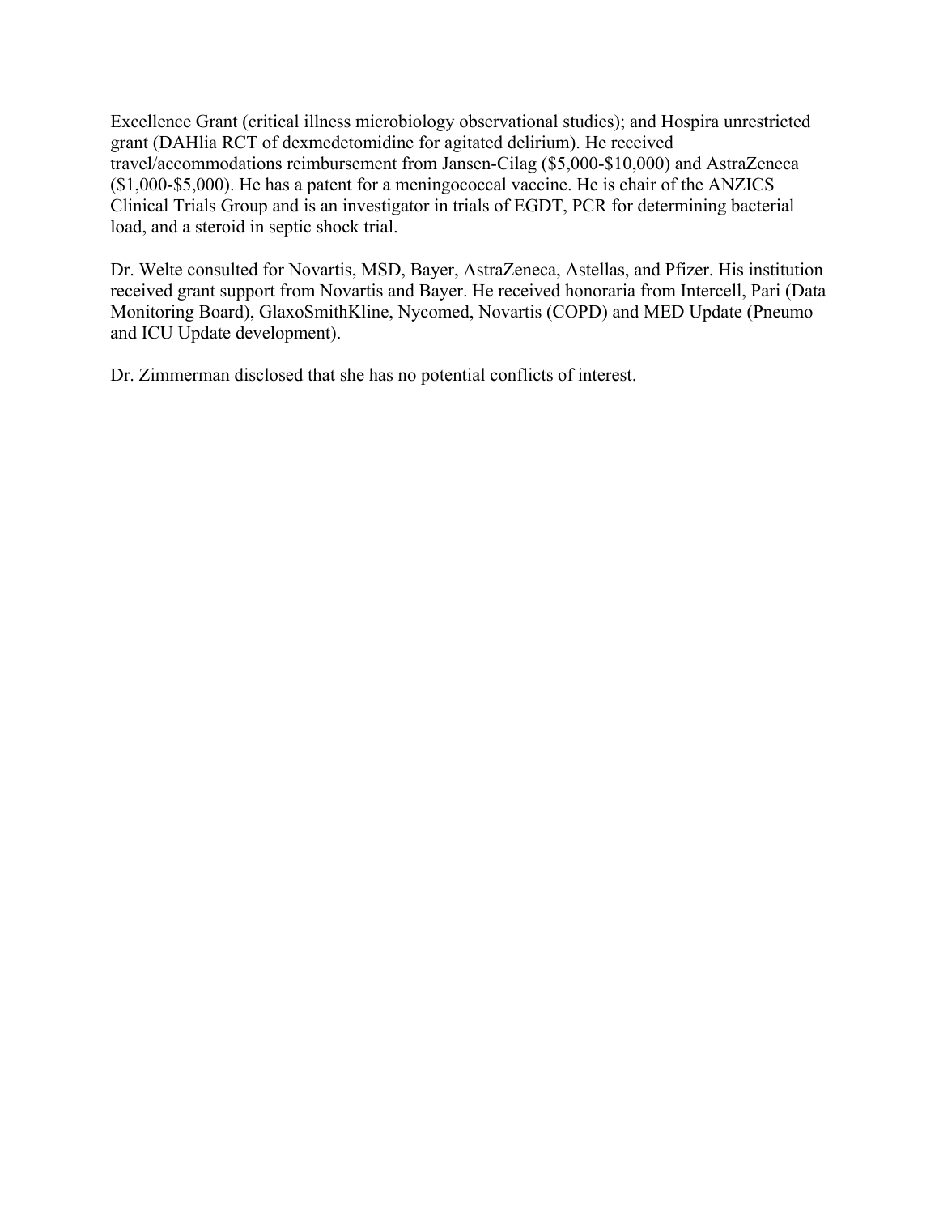Excellence Grant (critical illness microbiology observational studies); and Hospira unrestricted grant (DAHlia RCT of dexmedetomidine for agitated delirium). He received travel/accommodations reimbursement from Jansen-Cilag ($5,000-$10,000) and AstraZeneca ($1,000-$5,000). He has a patent for a meningococcal vaccine. He is chair of the ANZICS Clinical Trials Group and is an investigator in trials of EGDT, PCR for determining bacterial load, and a steroid in septic shock trial.

Dr. Welte consulted for Novartis, MSD, Bayer, AstraZeneca, Astellas, and Pfizer. His institution received grant support from Novartis and Bayer. He received honoraria from Intercell, Pari (Data Monitoring Board), GlaxoSmithKline, Nycomed, Novartis (COPD) and MED Update (Pneumo and ICU Update development).

Dr. Zimmerman disclosed that she has no potential conflicts of interest.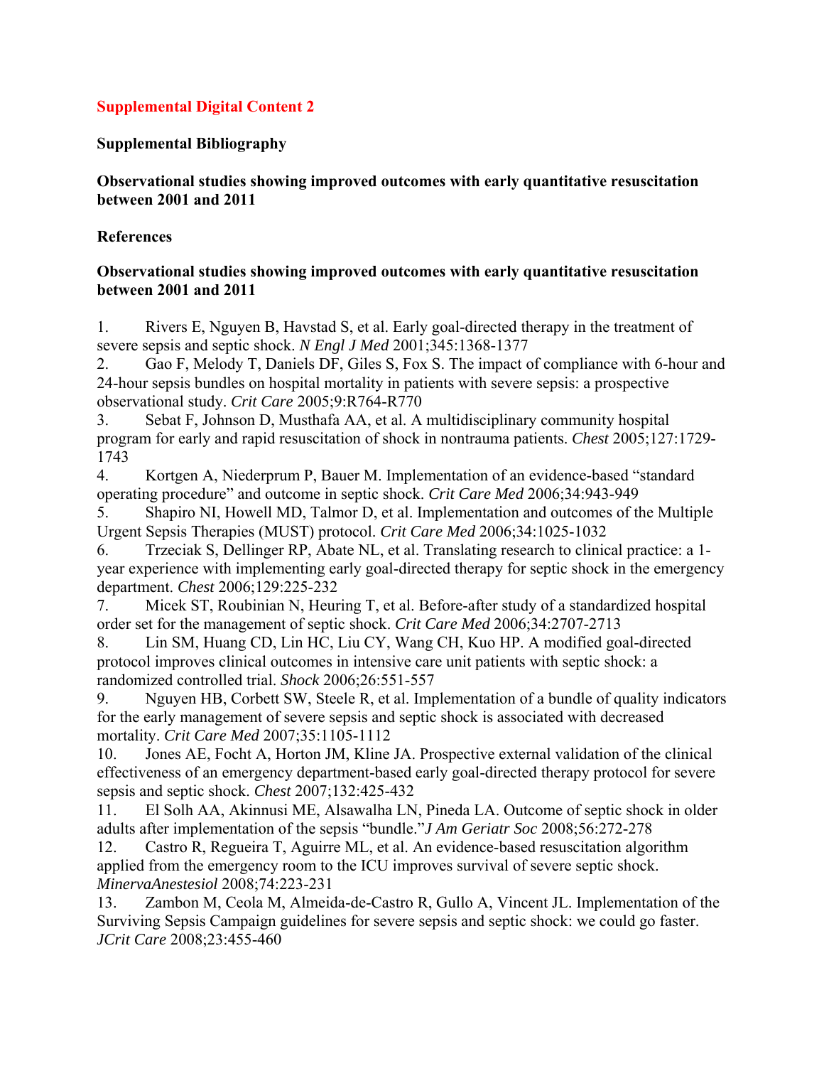# Supplemental Digital Content 2

## Supplemental Bibliography

**Observational studies showing improved outcomes with early quantitative resuscitation between 2001 and 2011**

## References

**Observational studies showing improved outcomes with early quantitative resuscitation between 2001 and 2011**

1. Rivers E, Nguyen B, Havstad S, et al. Early goal-directed therapy in the treatment of severe sepsis and septic shock. *N Engl J Med* 2001;345:1368-1377
2. Gao F, Melody T, Daniels DF, Giles S, Fox S. The impact of compliance with 6-hour and 24-hour sepsis bundles on hospital mortality in patients with severe sepsis: a prospective observational study. *Crit Care* 2005;9:R764-R770
3. Sebat F, Johnson D, Musthafa AA, et al. A multidisciplinary community hospital program for early and rapid resuscitation of shock in nontrauma patients. *Chest* 2005;127:1729-1743
4. Kortgen A, Niederprum P, Bauer M. Implementation of an evidence-based "standard operating procedure" and outcome in septic shock. *Crit Care Med* 2006;34:943-949
5. Shapiro NI, Howell MD, Talmor D, et al. Implementation and outcomes of the Multiple Urgent Sepsis Therapies (MUST) protocol. *Crit Care Med* 2006;34:1025-1032
6. Trzeciak S, Dellinger RP, Abate NL, et al. Translating research to clinical practice: a 1-year experience with implementing early goal-directed therapy for septic shock in the emergency department. *Chest* 2006;129:225-232
7. Micek ST, Roubinian N, Heuring T, et al. Before-after study of a standardized hospital order set for the management of septic shock. *Crit Care Med* 2006;34:2707-2713
8. Lin SM, Huang CD, Lin HC, Liu CY, Wang CH, Kuo HP. A modified goal-directed protocol improves clinical outcomes in intensive care unit patients with septic shock: a randomized controlled trial. *Shock* 2006;26:551-557
9. Nguyen HB, Corbett SW, Steele R, et al. Implementation of a bundle of quality indicators for the early management of severe sepsis and septic shock is associated with decreased mortality. *Crit Care Med* 2007;35:1105-1112
10. Jones AE, Focht A, Horton JM, Kline JA. Prospective external validation of the clinical effectiveness of an emergency department-based early goal-directed therapy protocol for severe sepsis and septic shock. *Chest* 2007;132:425-432
11. El Solh AA, Akinnusi ME, Alsawalha LN, Pineda LA. Outcome of septic shock in older adults after implementation of the sepsis "bundle."*J Am Geriatr Soc* 2008;56:272-278
12. Castro R, Regueira T, Aguirre ML, et al. An evidence-based resuscitation algorithm applied from the emergency room to the ICU improves survival of severe septic shock. *MinervaAnestesiol* 2008;74:223-231
13. Zambon M, Ceola M, Almeida-de-Castro R, Gullo A, Vincent JL. Implementation of the Surviving Sepsis Campaign guidelines for severe sepsis and septic shock: we could go faster. *JCrit Care* 2008;23:455-460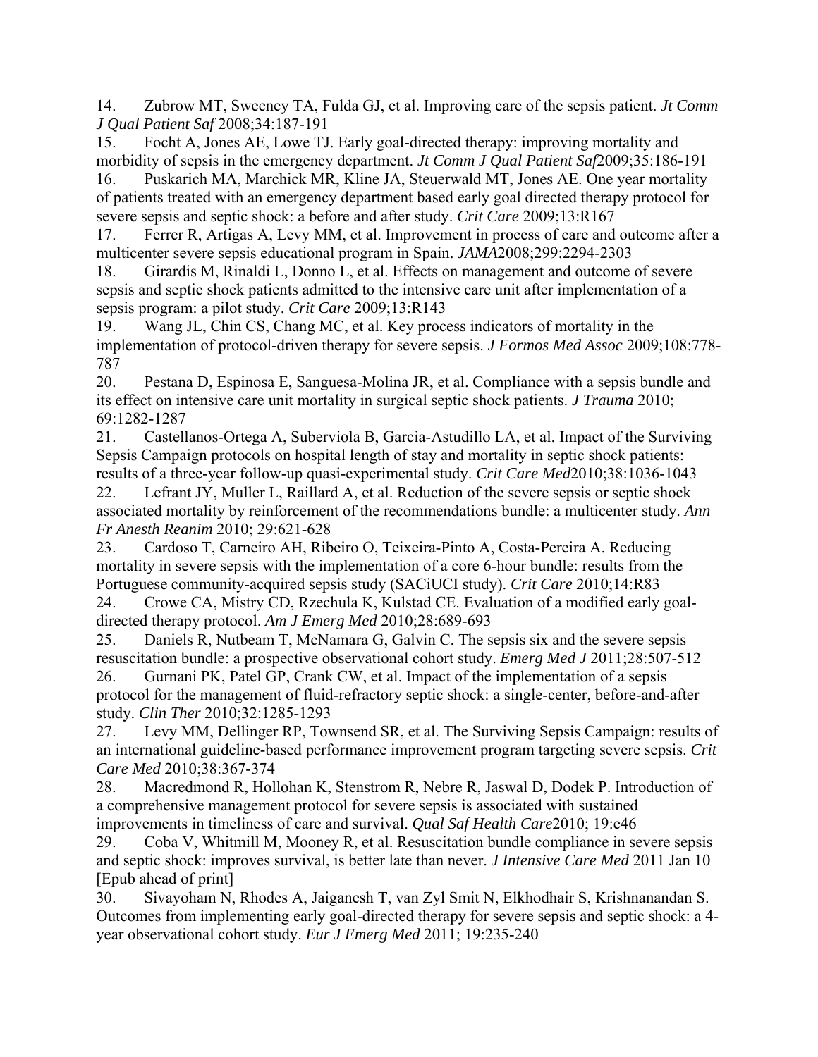14. Zubrow MT, Sweeney TA, Fulda GJ, et al. Improving care of the sepsis patient. *Jt Comm J Qual Patient Saf* 2008;34:187-191

15. Focht A, Jones AE, Lowe TJ. Early goal-directed therapy: improving mortality and morbidity of sepsis in the emergency department. *Jt Comm J Qual Patient Saf*2009;35:186-191

16. Puskarich MA, Marchick MR, Kline JA, Steuerwald MT, Jones AE. One year mortality of patients treated with an emergency department based early goal directed therapy protocol for severe sepsis and septic shock: a before and after study. *Crit Care* 2009;13:R167

17. Ferrer R, Artigas A, Levy MM, et al. Improvement in process of care and outcome after a multicenter severe sepsis educational program in Spain. *JAMA*2008;299:2294-2303

18. Girardis M, Rinaldi L, Donno L, et al. Effects on management and outcome of severe sepsis and septic shock patients admitted to the intensive care unit after implementation of a sepsis program: a pilot study. *Crit Care* 2009;13:R143

19. Wang JL, Chin CS, Chang MC, et al. Key process indicators of mortality in the implementation of protocol-driven therapy for severe sepsis. *J Formos Med Assoc* 2009;108:778-787

20. Pestana D, Espinosa E, Sanguesa-Molina JR, et al. Compliance with a sepsis bundle and its effect on intensive care unit mortality in surgical septic shock patients. *J Trauma* 2010; 69:1282-1287

21. Castellanos-Ortega A, Suberviola B, Garcia-Astudillo LA, et al. Impact of the Surviving Sepsis Campaign protocols on hospital length of stay and mortality in septic shock patients: results of a three-year follow-up quasi-experimental study. *Crit Care Med*2010;38:1036-1043

22. Lefrant JY, Muller L, Raillard A, et al. Reduction of the severe sepsis or septic shock associated mortality by reinforcement of the recommendations bundle: a multicenter study. *Ann Fr Anesth Reanim* 2010; 29:621-628

23. Cardoso T, Carneiro AH, Ribeiro O, Teixeira-Pinto A, Costa-Pereira A. Reducing mortality in severe sepsis with the implementation of a core 6-hour bundle: results from the Portuguese community-acquired sepsis study (SACiUCI study). *Crit Care* 2010;14:R83

24. Crowe CA, Mistry CD, Rzechula K, Kulstad CE. Evaluation of a modified early goal-directed therapy protocol. *Am J Emerg Med* 2010;28:689-693

25. Daniels R, Nutbeam T, McNamara G, Galvin C. The sepsis six and the severe sepsis resuscitation bundle: a prospective observational cohort study. *Emerg Med J* 2011;28:507-512

26. Gurnani PK, Patel GP, Crank CW, et al. Impact of the implementation of a sepsis protocol for the management of fluid-refractory septic shock: a single-center, before-and-after study. *Clin Ther* 2010;32:1285-1293

27. Levy MM, Dellinger RP, Townsend SR, et al. The Surviving Sepsis Campaign: results of an international guideline-based performance improvement program targeting severe sepsis. *Crit Care Med* 2010;38:367-374

28. Macredmond R, Hollohan K, Stenstrom R, Nebre R, Jaswal D, Dodek P. Introduction of a comprehensive management protocol for severe sepsis is associated with sustained improvements in timeliness of care and survival. *Qual Saf Health Care*2010; 19:e46

29. Coba V, Whitmill M, Mooney R, et al. Resuscitation bundle compliance in severe sepsis and septic shock: improves survival, is better late than never. *J Intensive Care Med* 2011 Jan 10 [Epub ahead of print]

30. Sivayoham N, Rhodes A, Jaiganesh T, van Zyl Smit N, Elkhodhair S, Krishnanandan S. Outcomes from implementing early goal-directed therapy for severe sepsis and septic shock: a 4-year observational cohort study. *Eur J Emerg Med* 2011; 19:235-240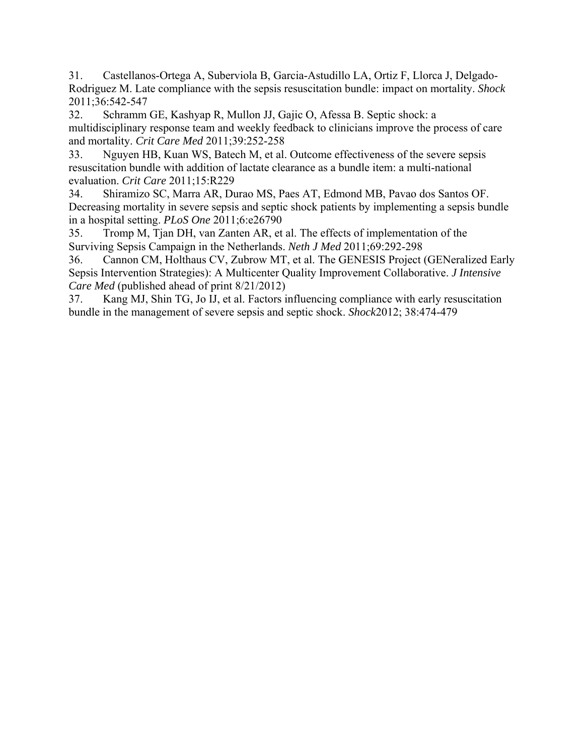31. Castellanos-Ortega A, Suberviola B, Garcia-Astudillo LA, Ortiz F, Llorca J, Delgado-Rodriguez M. Late compliance with the sepsis resuscitation bundle: impact on mortality. *Shock* 2011;36:542-547

32. Schramm GE, Kashyap R, Mullon JJ, Gajic O, Afessa B. Septic shock: a multidisciplinary response team and weekly feedback to clinicians improve the process of care and mortality. *Crit Care Med* 2011;39:252-258

33. Nguyen HB, Kuan WS, Batech M, et al. Outcome effectiveness of the severe sepsis resuscitation bundle with addition of lactate clearance as a bundle item: a multi-national evaluation. *Crit Care* 2011;15:R229

34. Shiramizo SC, Marra AR, Durao MS, Paes AT, Edmond MB, Pavao dos Santos OF. Decreasing mortality in severe sepsis and septic shock patients by implementing a sepsis bundle in a hospital setting. *PLoS One* 2011;6:e26790

35. Tromp M, Tjan DH, van Zanten AR, et al. The effects of implementation of the Surviving Sepsis Campaign in the Netherlands. *Neth J Med* 2011;69:292-298

36. Cannon CM, Holthaus CV, Zubrow MT, et al. The GENESIS Project (GENeralized Early Sepsis Intervention Strategies): A Multicenter Quality Improvement Collaborative. *J Intensive Care Med* (published ahead of print 8/21/2012)

37. Kang MJ, Shin TG, Jo IJ, et al. Factors influencing compliance with early resuscitation bundle in the management of severe sepsis and septic shock. *Shock*2012; 38:474-479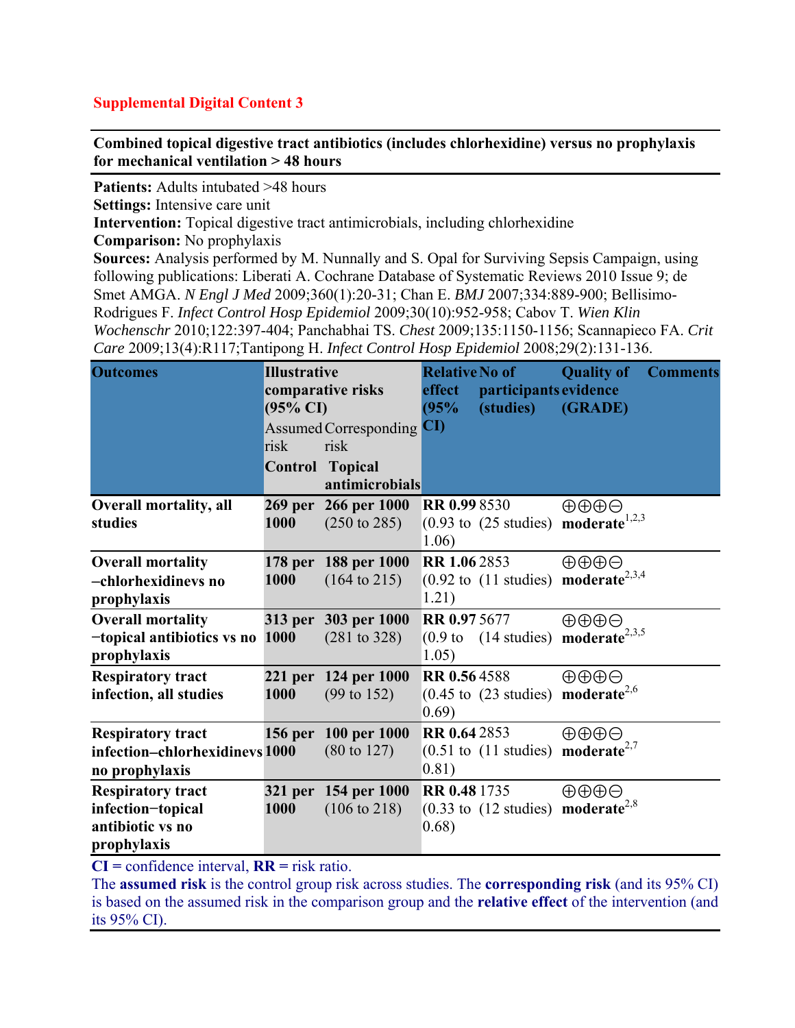**Supplemental Digital Content 3**

**Combined topical digestive tract antibiotics (includes chlorhexidine) versus no prophylaxis for mechanical ventilation > 48 hours**

**Patients:** Adults intubated >48 hours
**Settings:** Intensive care unit
**Intervention:** Topical digestive tract antimicrobials, including chlorhexidine
**Comparison:** No prophylaxis
**Sources:** Analysis performed by M. Nunnally and S. Opal for Surviving Sepsis Campaign, using following publications: Liberati A. Cochrane Database of Systematic Reviews 2010 Issue 9; de Smet AMGA. *N Engl J Med* 2009;360(1):20-31; Chan E. *BMJ* 2007;334:889-900; Bellisimo-Rodrigues F. *Infect Control Hosp Epidemiol* 2009;30(10):952-958; Cabov T. *Wien Klin Wochenschr* 2010;122:397-404; Panchabhai TS. *Chest* 2009;135:1150-1156; Scannapieco FA. *Crit Care* 2009;13(4):R117;Tantipong H. *Infect Control Hosp Epidemiol* 2008;29(2):131-136.

| **Outcomes** | **Illustrative comparative risks (95% CI)** | | **Relative effect (95% CI)** | **No of participants (studies)** | **Quality of evidence (GRADE)** | **Comments** |
|---|---|---|---|---|---|---|
| | Assumed risk | Corresponding risk | | | | |
| | **Control** | **Topical antimicrobials** | | | | |
| **Overall mortality, all studies** | **269 per 1000** | **266 per 1000** (250 to 285) | **RR 0.99** (0.93 to 1.06) | 8530 (25 studies) | ⊕⊕⊕⊖ **moderate**[1,2,3] | |
| **Overall mortality −chlorhexidinevs no prophylaxis** | **178 per 1000** | **188 per 1000** (164 to 215) | **RR 1.06** (0.92 to 1.21) | 2853 (11 studies) | ⊕⊕⊕⊖ **moderate**[2,3,4] | |
| **Overall mortality −topical antibiotics vs no prophylaxis** | **313 per 1000** | **303 per 1000** (281 to 328) | **RR 0.97** (0.9 to 1.05) | 5677 (14 studies) | ⊕⊕⊕⊖ **moderate**[2,3,5] | |
| **Respiratory tract infection, all studies** | **221 per 1000** | **124 per 1000** (99 to 152) | **RR 0.56** (0.45 to 0.69) | 4588 (23 studies) | ⊕⊕⊕⊖ **moderate**[2,6] | |
| **Respiratory tract infection–chlorhexidinevs no prophylaxis** | **156 per 1000** | **100 per 1000** (80 to 127) | **RR 0.64** (0.51 to 0.81) | 2853 (11 studies) | ⊕⊕⊕⊖ **moderate**[2,7] | |
| **Respiratory tract infection−topical antibiotic vs no prophylaxis** | **321 per 1000** | **154 per 1000** (106 to 218) | **RR 0.48** (0.33 to 0.68) | 1735 (12 studies) | ⊕⊕⊕⊖ **moderate**[2,8] | |

**CI =** confidence interval, **RR =** risk ratio.
The **assumed risk** is the control group risk across studies. The **corresponding risk** (and its 95% CI) is based on the assumed risk in the comparison group and the **relative effect** of the intervention (and its 95% CI).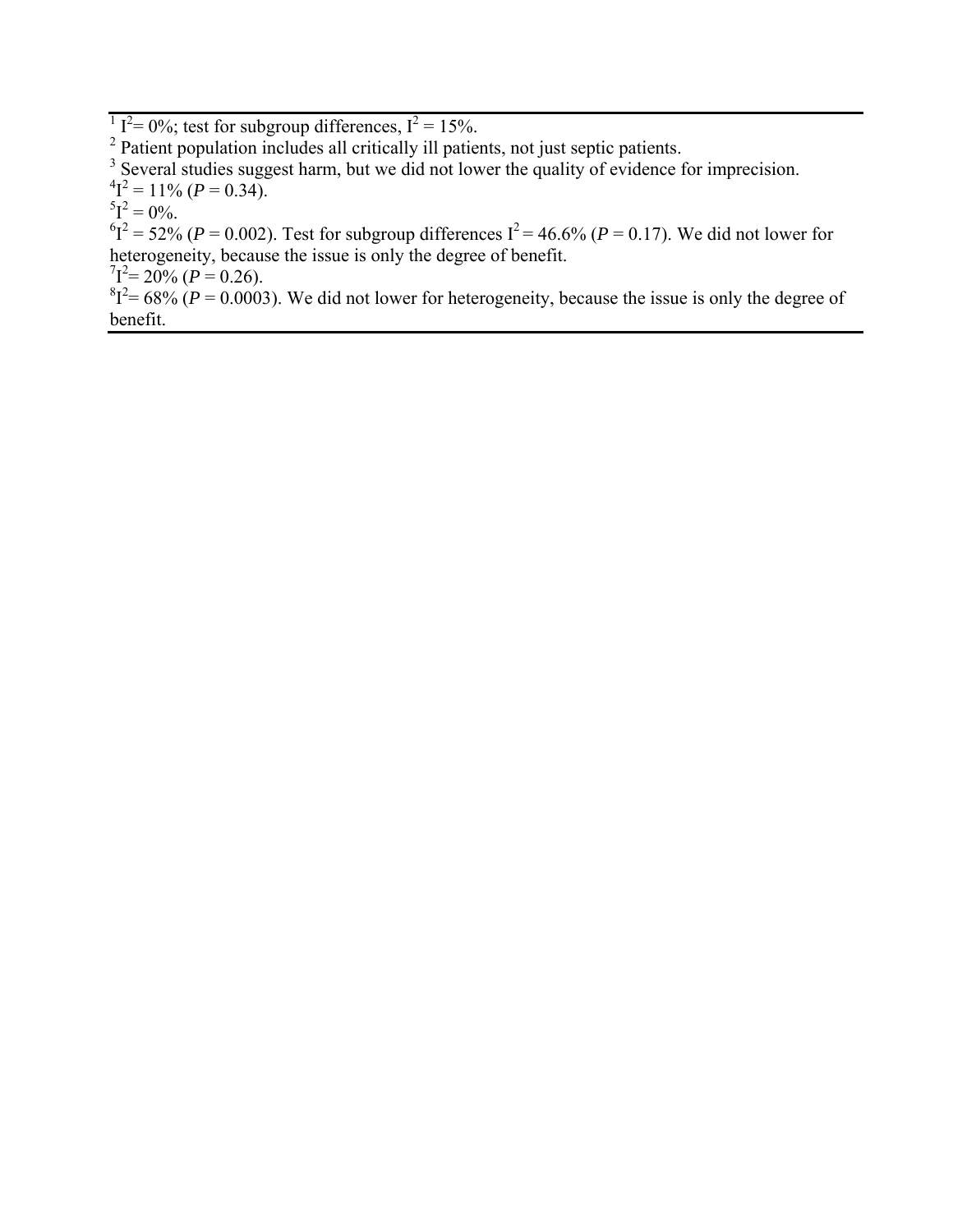[1] $I^2$= 0%; test for subgroup differences, $I^2$ = 15%.

[2] Patient population includes all critically ill patients, not just septic patients.

[3] Several studies suggest harm, but we did not lower the quality of evidence for imprecision.

[4] $I^2$ = 11% (*P* = 0.34).

[5] $I^2$ = 0%.

[6] $I^2$ = 52% (*P* = 0.002). Test for subgroup differences $I^2$ = 46.6% (*P* = 0.17). We did not lower for heterogeneity, because the issue is only the degree of benefit.

[7] $I^2$= 20% (*P* = 0.26).

[8] $I^2$= 68% (*P* = 0.0003). We did not lower for heterogeneity, because the issue is only the degree of benefit.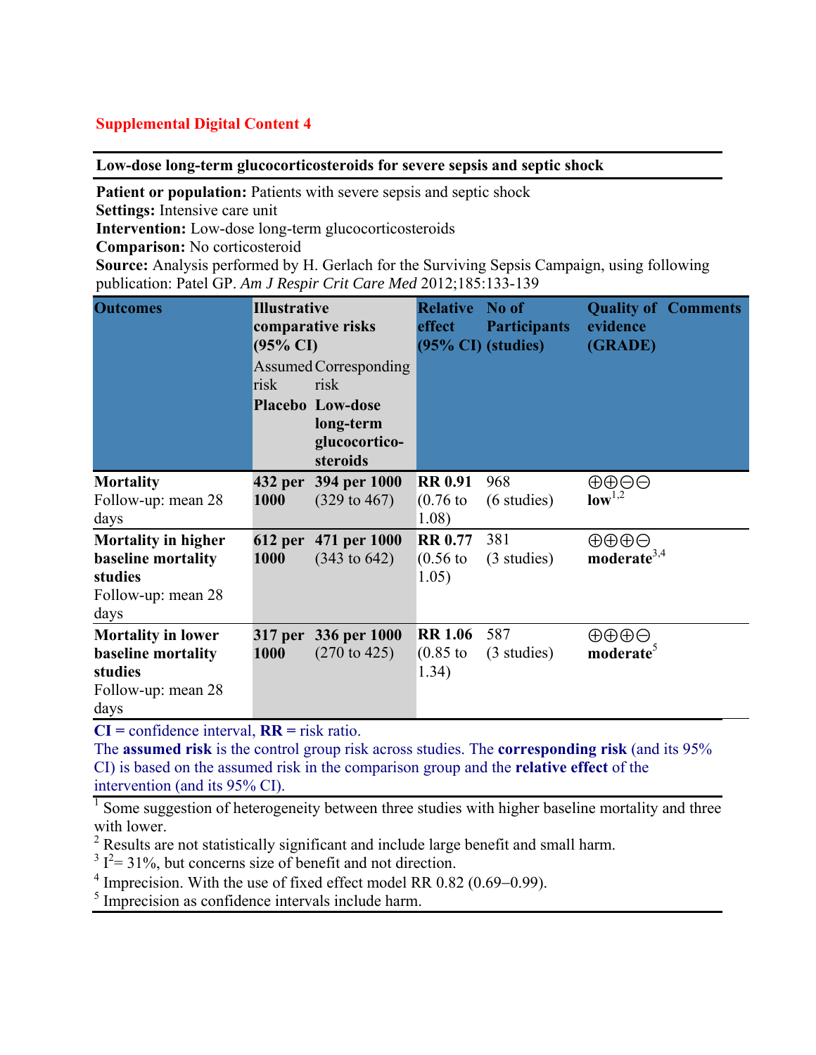**Supplemental Digital Content 4**

**Low-dose long-term glucocorticosteroids for severe sepsis and septic shock**

**Patient or population:** Patients with severe sepsis and septic shock
**Settings:** Intensive care unit
**Intervention:** Low-dose long-term glucocorticosteroids
**Comparison:** No corticosteroid
**Source:** Analysis performed by H. Gerlach for the Surviving Sepsis Campaign, using following publication: Patel GP. *Am J Respir Crit Care Med* 2012;185:133-139

| Outcomes | Illustrative comparative risks (95% CI) | | Relative effect (95% CI) | No of Participants (studies) | Quality of evidence (GRADE) | Comments |
|---|---|---|---|---|---|---|
| | Assumed risk | Corresponding risk | | | | |
| | **Placebo** | **Low-dose long-term glucocortico-steroids** | | | | |
| **Mortality** Follow-up: mean 28 days | **432 per 1000** | **394 per 1000** (329 to 467) | **RR 0.91** (0.76 to 1.08) | 968 (6 studies) | ⊕⊕⊖⊖ **low**[1,2] | |
| **Mortality in higher baseline mortality studies** Follow-up: mean 28 days | **612 per 1000** | **471 per 1000** (343 to 642) | **RR 0.77** (0.56 to 1.05) | 381 (3 studies) | ⊕⊕⊕⊖ **moderate**[3,4] | |
| **Mortality in lower baseline mortality studies** Follow-up: mean 28 days | **317 per 1000** | **336 per 1000** (270 to 425) | **RR 1.06** (0.85 to 1.34) | 587 (3 studies) | ⊕⊕⊕⊖ **moderate**[5] | |

**CI =** confidence interval, **RR =** risk ratio.
The **assumed risk** is the control group risk across studies. The **corresponding risk** (and its 95% CI) is based on the assumed risk in the comparison group and the **relative effect** of the intervention (and its 95% CI).

[1] Some suggestion of heterogeneity between three studies with higher baseline mortality and three with lower.
[2] Results are not statistically significant and include large benefit and small harm.
[3] $I^2$= 31%, but concerns size of benefit and not direction.
[4] Imprecision. With the use of fixed effect model RR 0.82 (0.69–0.99).
[5] Imprecision as confidence intervals include harm.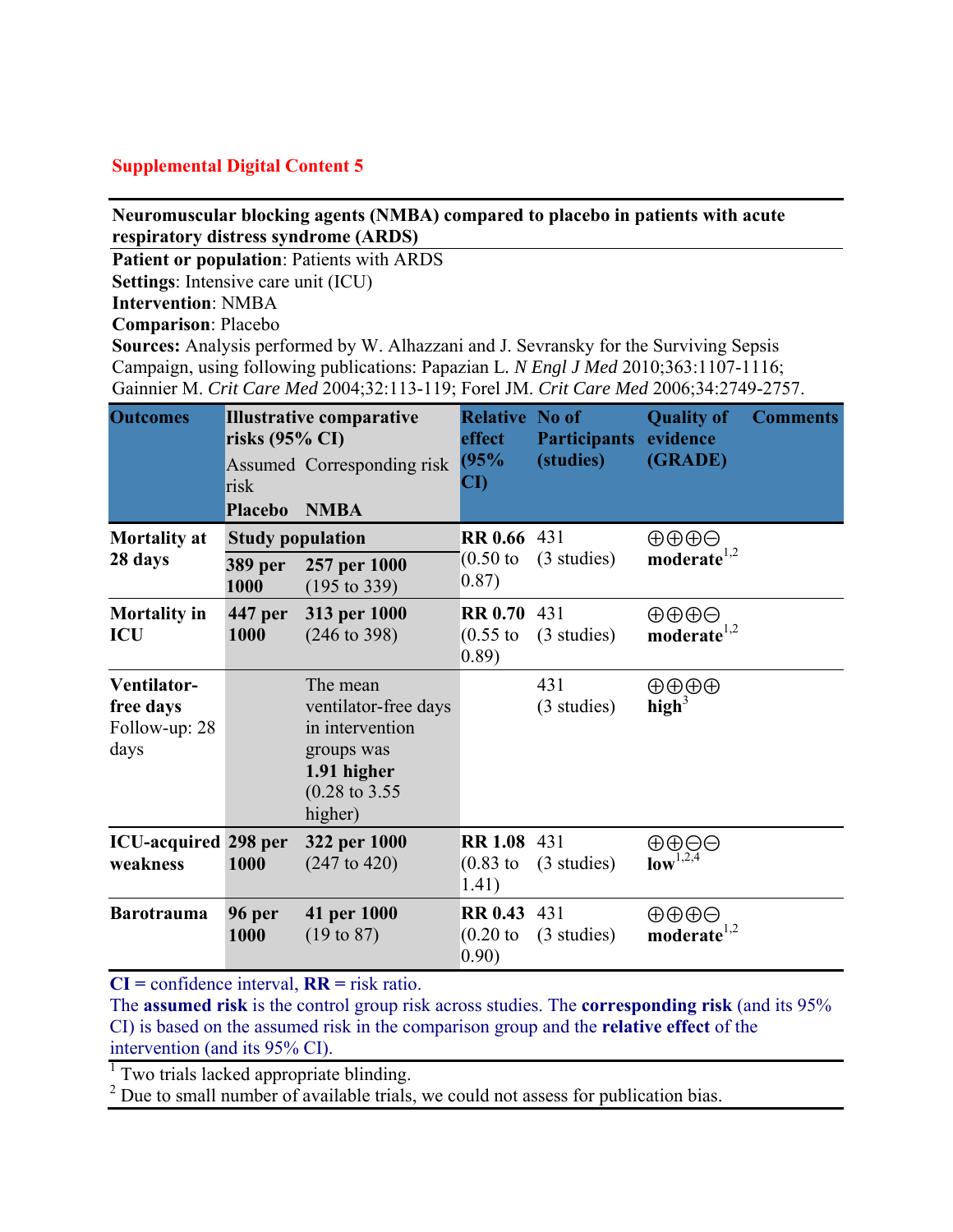**Supplemental Digital Content 5**

**Neuromuscular blocking agents (NMBA) compared to placebo in patients with acute respiratory distress syndrome (ARDS)**

**Patient or population**: Patients with ARDS
**Settings**: Intensive care unit (ICU)
**Intervention**: NMBA
**Comparison**: Placebo
**Sources:** Analysis performed by W. Alhazzani and J. Sevransky for the Surviving Sepsis Campaign, using following publications: Papazian L. *N Engl J Med* 2010;363:1107-1116; Gainnier M. *Crit Care Med* 2004;32:113-119; Forel JM. *Crit Care Med* 2006;34:2749-2757.

| Outcomes | Illustrative comparative risks (95% CI) | | Relative effect (95% CI) | No of Participants (studies) | Quality of evidence (GRADE) | Comments |
|---|---|---|---|---|---|---|
| | Assumed risk | Corresponding risk | | | | |
| | **Placebo** | **NMBA** | | | | |
| **Mortality at 28 days** | **Study population** | | **RR 0.66** (0.50 to 0.87) | 431 (3 studies) | ⊕⊕⊕⊖ **moderate**[1,2] | |
| | **389 per 1000** | **257 per 1000** (195 to 339) | | | | |
| **Mortality in ICU** | **447 per 1000** | **313 per 1000** (246 to 398) | **RR 0.70** (0.55 to 0.89) | 431 (3 studies) | ⊕⊕⊕⊖ **moderate**[1,2] | |
| **Ventilator-free days** Follow-up: 28 days | | The mean ventilator-free days in intervention groups was **1.91 higher** (0.28 to 3.55 higher) | | 431 (3 studies) | ⊕⊕⊕⊕ **high**[3] | |
| **ICU-acquired weakness** | **298 per 1000** | **322 per 1000** (247 to 420) | **RR 1.08** (0.83 to 1.41) | 431 (3 studies) | ⊕⊕⊖⊖ **low**[1,2,4] | |
| **Barotrauma** | **96 per 1000** | **41 per 1000** (19 to 87) | **RR 0.43** (0.20 to 0.90) | 431 (3 studies) | ⊕⊕⊕⊖ **moderate**[1,2] | |

**CI** = confidence interval, **RR** = risk ratio.
The **assumed risk** is the control group risk across studies. The **corresponding risk** (and its 95% CI) is based on the assumed risk in the comparison group and the **relative effect** of the intervention (and its 95% CI).

[1] Two trials lacked appropriate blinding.
[2] Due to small number of available trials, we could not assess for publication bias.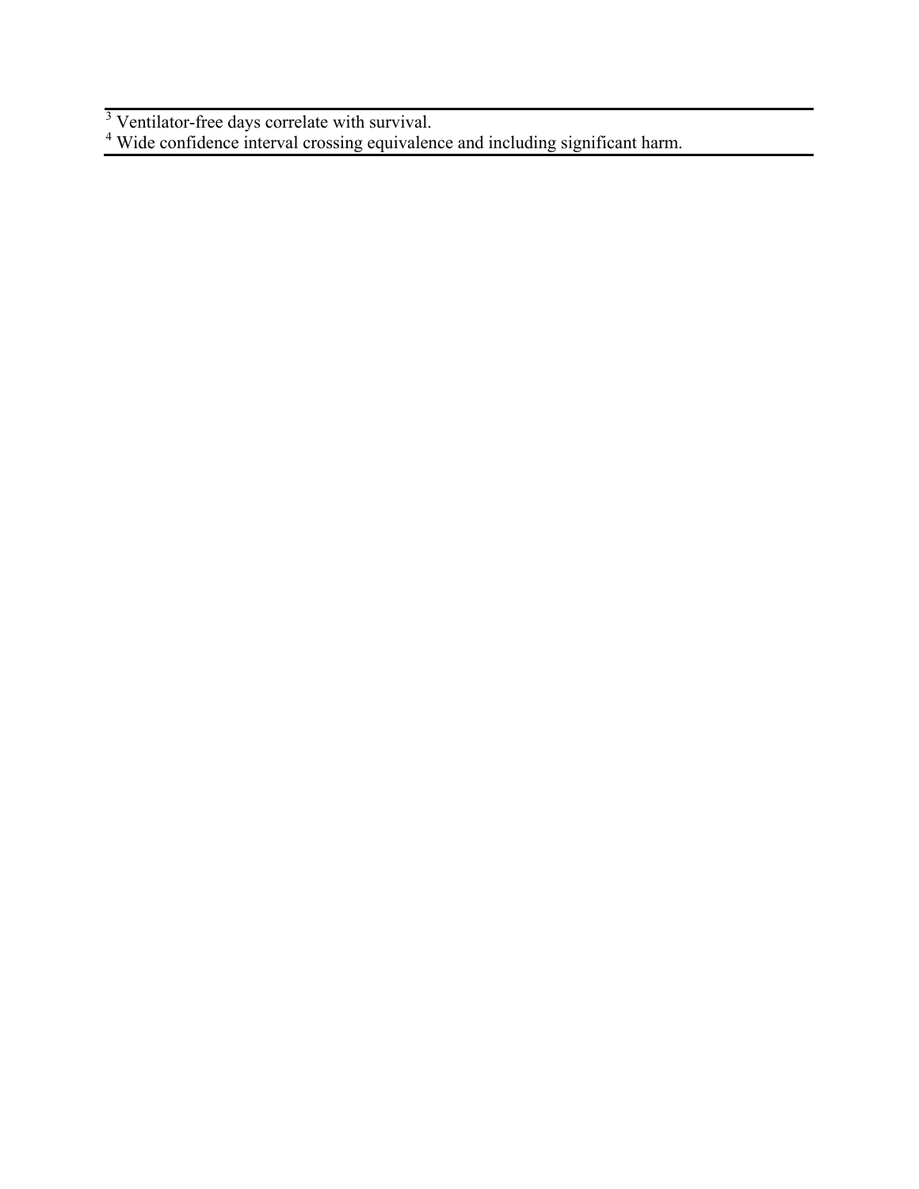[3] Ventilator-free days correlate with survival.
[4] Wide confidence interval crossing equivalence and including significant harm.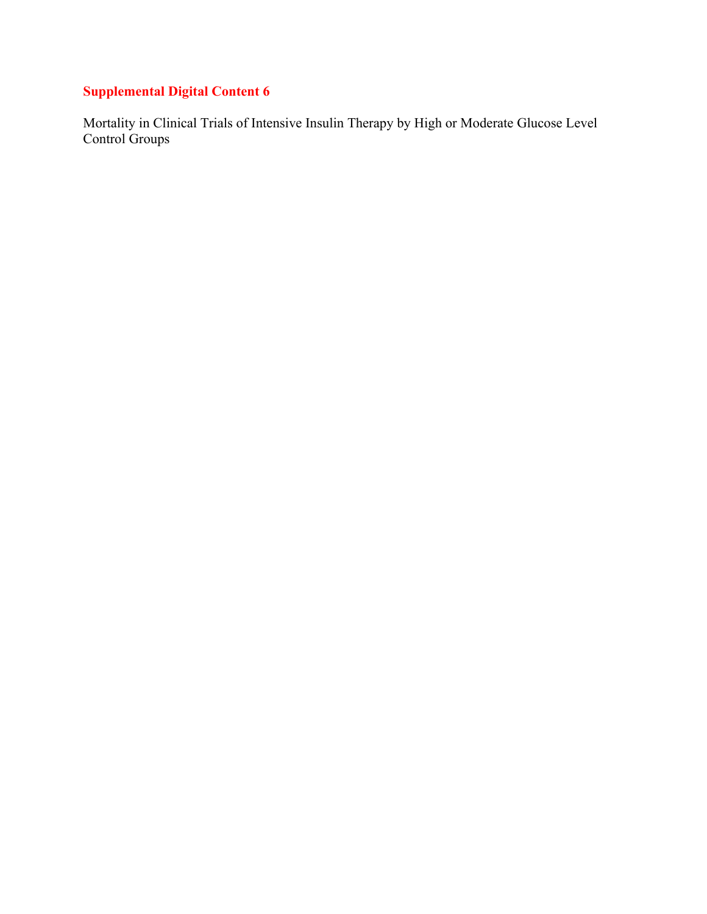**Supplemental Digital Content 6**

Mortality in Clinical Trials of Intensive Insulin Therapy by High or Moderate Glucose Level Control Groups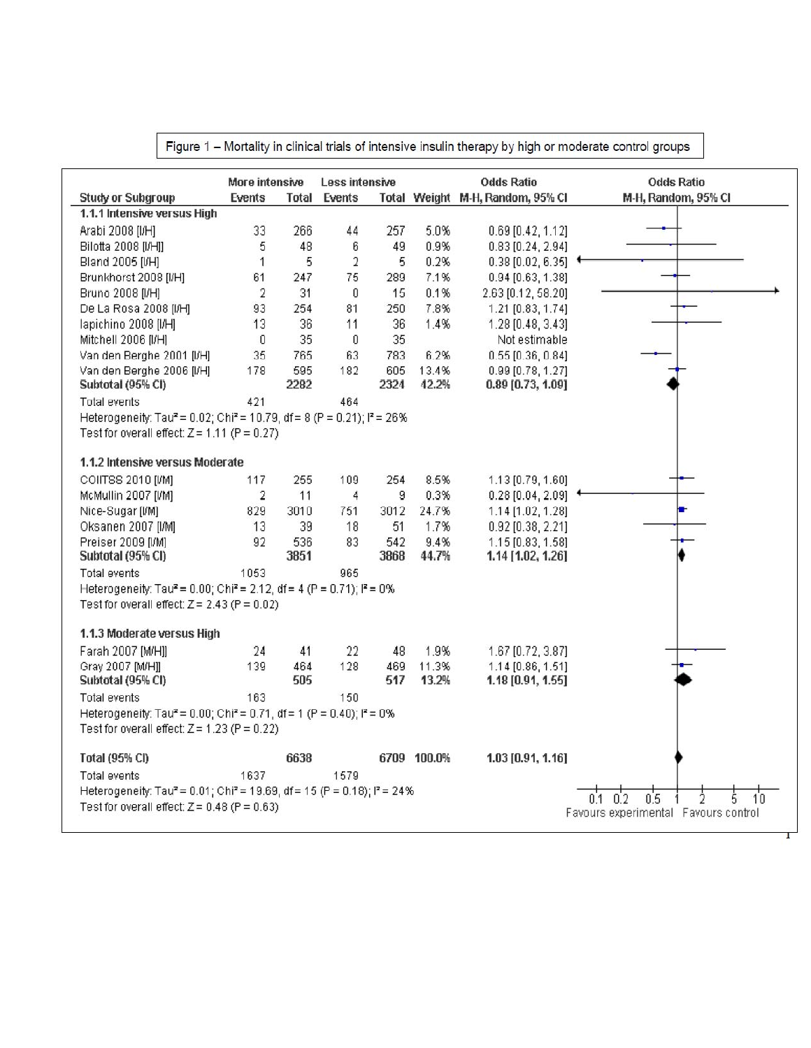Figure 1 – Mortality in clinical trials of intensive insulin therapy by high or moderate control groups

| Study or Subgroup | More intensive Events | More intensive Total | Less intensive Events | Less intensive Total | Weight | Odds Ratio M-H, Random, 95% CI |
|---|---|---|---|---|---|---|
| **1.1.1 Intensive versus High** | | | | | | |
| Arabi 2008 [I/H] | 33 | 266 | 44 | 257 | 5.0% | 0.69 [0.42, 1.12] |
| Bilotta 2008 [I/H] | 5 | 48 | 6 | 49 | 0.9% | 0.83 [0.24, 2.94] |
| Bland 2005 [I/H] | 1 | 5 | 2 | 5 | 0.2% | 0.38 [0.02, 6.35] |
| Brunkhorst 2008 [I/H] | 61 | 247 | 75 | 289 | 7.1% | 0.94 [0.63, 1.38] |
| Bruno 2008 [I/H] | 2 | 31 | 0 | 15 | 0.1% | 2.63 [0.12, 58.20] |
| De La Rosa 2008 [I/H] | 93 | 254 | 81 | 250 | 7.8% | 1.21 [0.83, 1.74] |
| Iapichino 2008 [I/H] | 13 | 36 | 11 | 36 | 1.4% | 1.28 [0.48, 3.43] |
| Mitchell 2006 [I/H] | 0 | 35 | 0 | 35 | | Not estimable |
| Van den Berghe 2001 [I/H] | 35 | 765 | 63 | 783 | 6.2% | 0.55 [0.36, 0.84] |
| Van den Berghe 2006 [I/H] | 178 | 595 | 182 | 605 | 13.4% | 0.99 [0.78, 1.27] |
| **Subtotal (95% CI)** | | **2282** | | **2324** | **42.2%** | **0.89 [0.73, 1.09]** |
| Total events | 421 | | 464 | | | |
| Heterogeneity: Tau² = 0.02; Chi² = 10.79, df = 8 (P = 0.21); I² = 26% | | | | | | |
| Test for overall effect: Z = 1.11 (P = 0.27) | | | | | | |
| **1.1.2 Intensive versus Moderate** | | | | | | |
| COIITSS 2010 [I/M] | 117 | 255 | 109 | 254 | 8.5% | 1.13 [0.79, 1.60] |
| McMullin 2007 [I/M] | 2 | 11 | 4 | 9 | 0.3% | 0.28 [0.04, 2.09] |
| Nice-Sugar [I/M] | 829 | 3010 | 751 | 3012 | 24.7% | 1.14 [1.02, 1.28] |
| Oksanen 2007 [I/M] | 13 | 39 | 18 | 51 | 1.7% | 0.92 [0.38, 2.21] |
| Preiser 2009 [I/M] | 92 | 536 | 83 | 542 | 9.4% | 1.15 [0.83, 1.58] |
| **Subtotal (95% CI)** | | **3851** | | **3868** | **44.7%** | **1.14 [1.02, 1.26]** |
| Total events | 1053 | | 965 | | | |
| Heterogeneity: Tau² = 0.00; Chi² = 2.12, df = 4 (P = 0.71); I² = 0% | | | | | | |
| Test for overall effect: Z = 2.43 (P = 0.02) | | | | | | |
| **1.1.3 Moderate versus High** | | | | | | |
| Farah 2007 [M/H] | 24 | 41 | 22 | 48 | 1.9% | 1.67 [0.72, 3.87] |
| Gray 2007 [M/H] | 139 | 464 | 128 | 469 | 11.3% | 1.14 [0.86, 1.51] |
| **Subtotal (95% CI)** | | **505** | | **517** | **13.2%** | **1.18 [0.91, 1.55]** |
| Total events | 163 | | 150 | | | |
| Heterogeneity: Tau² = 0.00; Chi² = 0.71, df = 1 (P = 0.40); I² = 0% | | | | | | |
| Test for overall effect: Z = 1.23 (P = 0.22) | | | | | | |
| **Total (95% CI)** | | **6638** | | **6709** | **100.0%** | **1.03 [0.91, 1.16]** |
| Total events | 1637 | | 1579 | | | |
| Heterogeneity: Tau² = 0.01; Chi² = 19.69, df = 15 (P = 0.18); I² = 24% | | | | | | |
| Test for overall effect: Z = 0.48 (P = 0.63) | | | | | | |

Odds Ratio M-H, Random, 95% CI (axis: 0.1, 0.2, 0.5, 1, 2, 5, 10) — Favours experimental | Favours control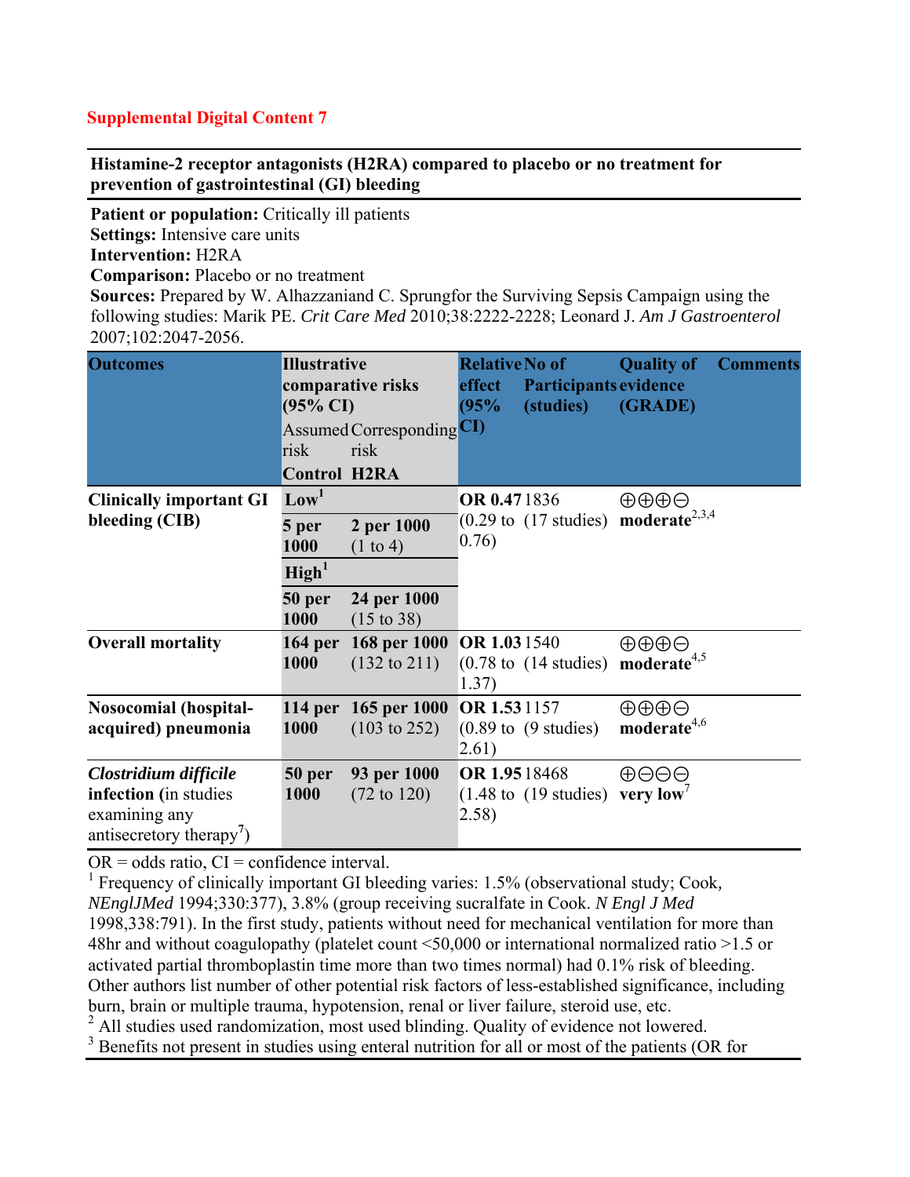**Supplemental Digital Content 7**

**Histamine-2 receptor antagonists (H2RA) compared to placebo or no treatment for prevention of gastrointestinal (GI) bleeding**

**Patient or population:** Critically ill patients
**Settings:** Intensive care units
**Intervention:** H2RA
**Comparison:** Placebo or no treatment
**Sources:** Prepared by W. Alhazzaniand C. Sprungfor the Surviving Sepsis Campaign using the following studies: Marik PE. *Crit Care Med* 2010;38:2222-2228; Leonard J. *Am J Gastroenterol* 2007;102:2047-2056.

| Outcomes | Illustrative comparative risks (95% CI) | | Relative effect (95% CI) | No of Participants (studies) | Quality of evidence (GRADE) | Comments |
|---|---|---|---|---|---|---|
| | Assumed risk | Corresponding risk | | | | |
| | **Control** | **H2RA** | | | | |
| **Clinically important GI bleeding (CIB)** | **Low**[1] | | **OR 0.47** (0.29 to 0.76) | 1836 (17 studies) | ⊕⊕⊕⊖ **moderate**[2,3,4] | |
| | **5 per 1000** | **2 per 1000** (1 to 4) | | | | |
| | **High**[1] | | | | | |
| | **50 per 1000** | **24 per 1000** (15 to 38) | | | | |
| **Overall mortality** | **164 per 1000** | **168 per 1000** (132 to 211) | **OR 1.03** (0.78 to 1.37) | 1540 (14 studies) | ⊕⊕⊕⊖ **moderate**[4,5] | |
| **Nosocomial (hospital-acquired) pneumonia** | **114 per 1000** | **165 per 1000** (103 to 252) | **OR 1.53** (0.89 to 2.61) | 1157 (9 studies) | ⊕⊕⊕⊖ **moderate**[4,6] | |
| ***Clostridium difficile* infection** (in studies examining any antisecretory therapy[7]) | **50 per 1000** | **93 per 1000** (72 to 120) | **OR 1.95** (1.48 to 2.58) | 18468 (19 studies) | ⊕⊖⊖⊖ **very low**[7] | |

OR = odds ratio, CI = confidence interval.

[1] Frequency of clinically important GI bleeding varies: 1.5% (observational study; Cook, *NEnglJMed* 1994;330:377), 3.8% (group receiving sucralfate in Cook. *N Engl J Med* 1998,338:791). In the first study, patients without need for mechanical ventilation for more than 48hr and without coagulopathy (platelet count <50,000 or international normalized ratio >1.5 or activated partial thromboplastin time more than two times normal) had 0.1% risk of bleeding. Other authors list number of other potential risk factors of less-established significance, including burn, brain or multiple trauma, hypotension, renal or liver failure, steroid use, etc.

[2] All studies used randomization, most used blinding. Quality of evidence not lowered.

[3] Benefits not present in studies using enteral nutrition for all or most of the patients (OR for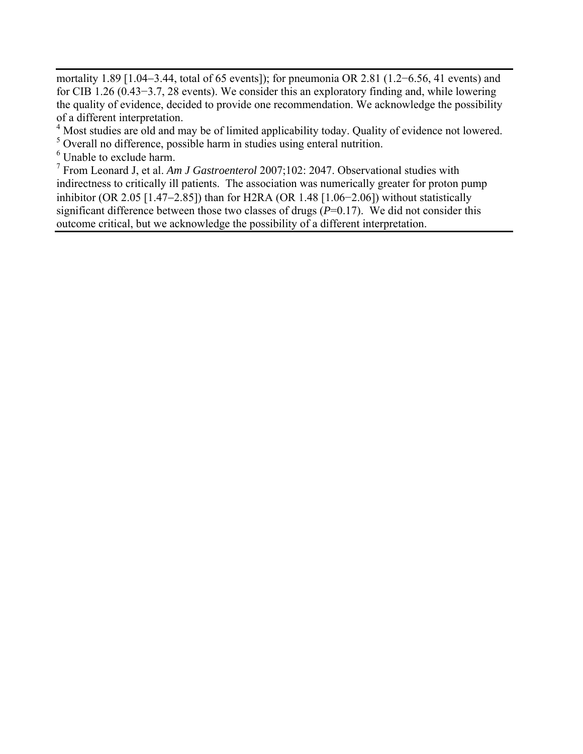mortality 1.89 [1.04−3.44, total of 65 events]); for pneumonia OR 2.81 (1.2−6.56, 41 events) and for CIB 1.26 (0.43−3.7, 28 events). We consider this an exploratory finding and, while lowering the quality of evidence, decided to provide one recommendation. We acknowledge the possibility of a different interpretation.

[4] Most studies are old and may be of limited applicability today. Quality of evidence not lowered.

[5] Overall no difference, possible harm in studies using enteral nutrition.

[6] Unable to exclude harm.

[7] From Leonard J, et al. *Am J Gastroenterol* 2007;102: 2047. Observational studies with indirectness to critically ill patients. The association was numerically greater for proton pump inhibitor (OR 2.05 [1.47−2.85]) than for H2RA (OR 1.48 [1.06−2.06]) without statistically significant difference between those two classes of drugs (*P*=0.17). We did not consider this outcome critical, but we acknowledge the possibility of a different interpretation.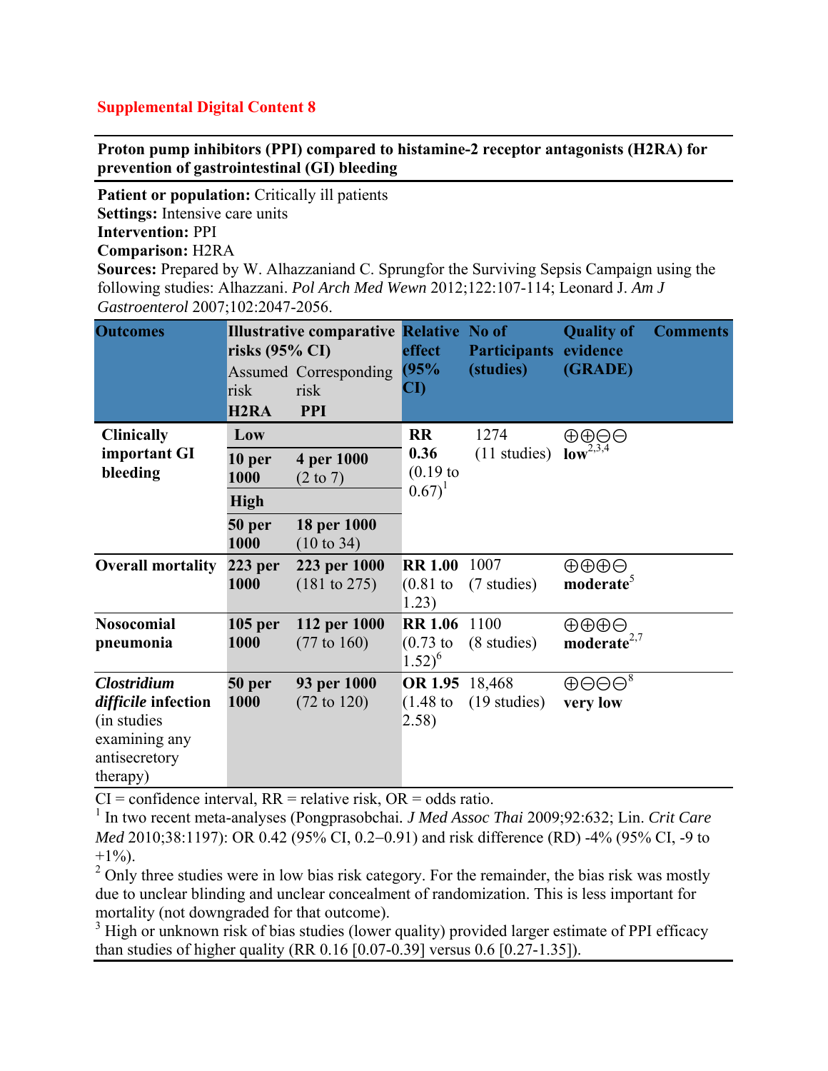**Supplemental Digital Content 8**

**Proton pump inhibitors (PPI) compared to histamine-2 receptor antagonists (H2RA) for prevention of gastrointestinal (GI) bleeding**

**Patient or population:** Critically ill patients
**Settings:** Intensive care units
**Intervention:** PPI
**Comparison:** H2RA
**Sources:** Prepared by W. Alhazzaniand C. Sprungfor the Surviving Sepsis Campaign using the following studies: Alhazzani. *Pol Arch Med Wewn* 2012;122:107-114; Leonard J. *Am J Gastroenterol* 2007;102:2047-2056.

| Outcomes | Illustrative comparative risks (95% CI) | | Relative effect (95% CI) | No of Participants (studies) | Quality of evidence (GRADE) | Comments |
|---|---|---|---|---|---|---|
| | Assumed risk **H2RA** | Corresponding risk **PPI** | | | | |
| **Clinically important GI bleeding** | **Low** | | **RR 0.36** (0.19 to 0.67)[1] | 1274 (11 studies) | ⊕⊕⊖⊖ **low**[2,3,4] | |
| | **10 per 1000** | **4 per 1000** (2 to 7) | | | | |
| | **High** | | | | | |
| | **50 per 1000** | **18 per 1000** (10 to 34) | | | | |
| **Overall mortality** | **223 per 1000** | **223 per 1000** (181 to 275) | **RR 1.00** (0.81 to 1.23) | 1007 (7 studies) | ⊕⊕⊕⊖ **moderate**[5] | |
| **Nosocomial pneumonia** | **105 per 1000** | **112 per 1000** (77 to 160) | **RR 1.06** (0.73 to 1.52)[6] | 1100 (8 studies) | ⊕⊕⊕⊖ **moderate**[2,7] | |
| ***Clostridium difficile* infection** (in studies examining any antisecretory therapy) | **50 per 1000** | **93 per 1000** (72 to 120) | **OR 1.95** (1.48 to 2.58) | 18,468 (19 studies) | ⊕⊖⊖⊖[8] **very low** | |

CI = confidence interval, RR = relative risk, OR = odds ratio.

[1] In two recent meta-analyses (Pongprasobchai. *J Med Assoc Thai* 2009;92:632; Lin. *Crit Care Med* 2010;38:1197): OR 0.42 (95% CI, 0.2–0.91) and risk difference (RD) -4% (95% CI, -9 to +1%).

[2] Only three studies were in low bias risk category. For the remainder, the bias risk was mostly due to unclear blinding and unclear concealment of randomization. This is less important for mortality (not downgraded for that outcome).

[3] High or unknown risk of bias studies (lower quality) provided larger estimate of PPI efficacy than studies of higher quality (RR 0.16 [0.07-0.39] versus 0.6 [0.27-1.35]).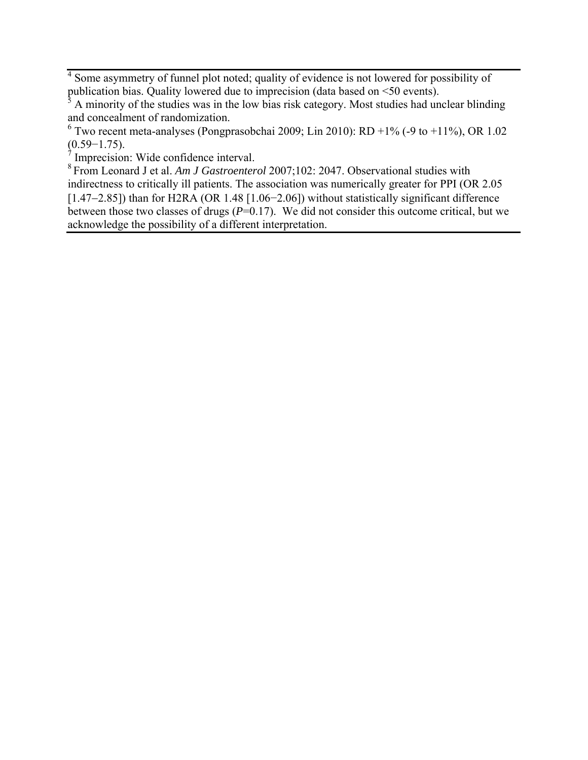[4] Some asymmetry of funnel plot noted; quality of evidence is not lowered for possibility of publication bias. Quality lowered due to imprecision (data based on <50 events).

[5] A minority of the studies was in the low bias risk category. Most studies had unclear blinding and concealment of randomization.

[6] Two recent meta-analyses (Pongprasobchai 2009; Lin 2010): RD +1% (-9 to +11%), OR 1.02 (0.59−1.75).

[7] Imprecision: Wide confidence interval.

[8] From Leonard J et al. *Am J Gastroenterol* 2007;102: 2047. Observational studies with indirectness to critically ill patients. The association was numerically greater for PPI (OR 2.05 [1.47−2.85]) than for H2RA (OR 1.48 [1.06−2.06]) without statistically significant difference between those two classes of drugs (*P*=0.17). We did not consider this outcome critical, but we acknowledge the possibility of a different interpretation.